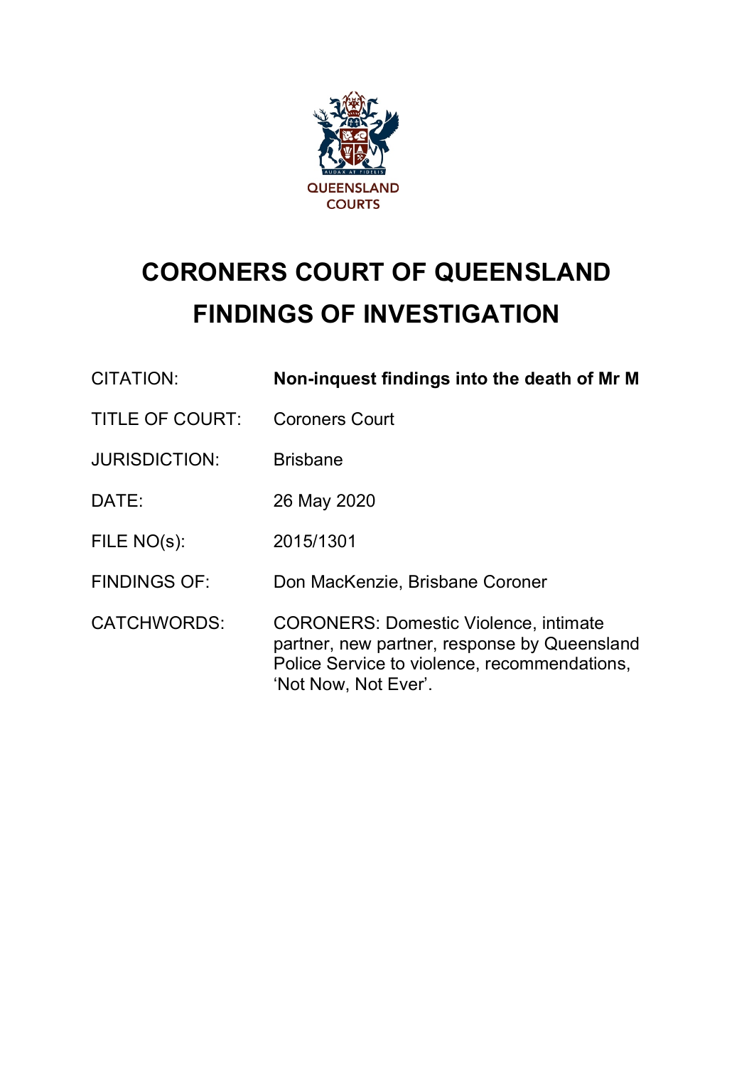QUEENSLAND COURTS

# CORONERS COURT OF QUEENSLAND FINDINGS OF INVESTIGATION

| | |
|---|---|
| CITATION: | **Non-inquest findings into the death of Mr M** |
| TITLE OF COURT: | Coroners Court |
| JURISDICTION: | Brisbane |
| DATE: | 26 May 2020 |
| FILE NO(s): | 2015/1301 |
| FINDINGS OF: | Don MacKenzie, Brisbane Coroner |
| CATCHWORDS: | CORONERS: Domestic Violence, intimate partner, new partner, response by Queensland Police Service to violence, recommendations, 'Not Now, Not Ever'. |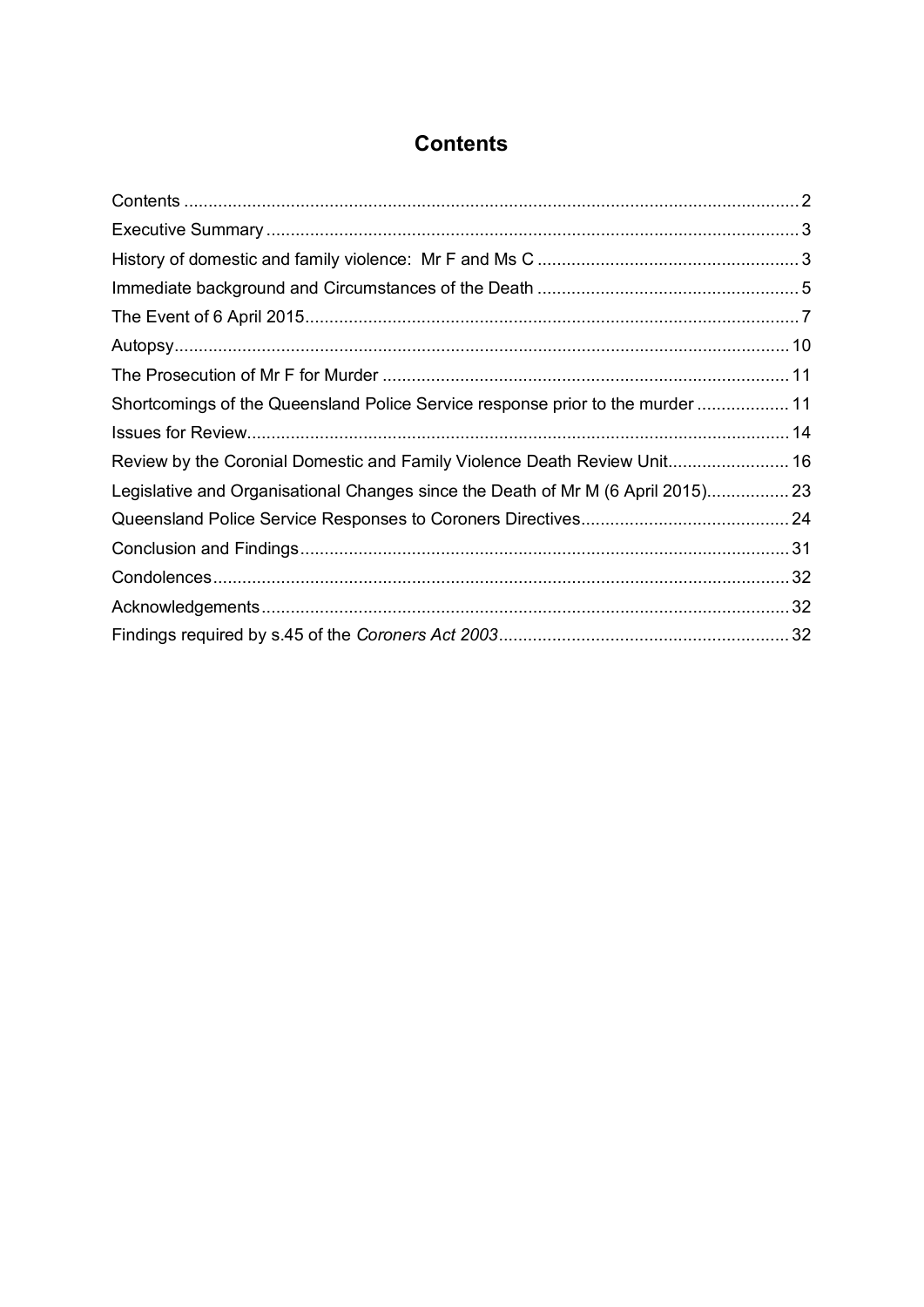# Contents

Contents ... 2
Executive Summary ... 3
History of domestic and family violence: Mr F and Ms C ... 3
Immediate background and Circumstances of the Death ... 5
The Event of 6 April 2015 ... 7
Autopsy ... 10
The Prosecution of Mr F for Murder ... 11
Shortcomings of the Queensland Police Service response prior to the murder ... 11
Issues for Review ... 14
Review by the Coronial Domestic and Family Violence Death Review Unit ... 16
Legislative and Organisational Changes since the Death of Mr M (6 April 2015) ... 23
Queensland Police Service Responses to Coroners Directives ... 24
Conclusion and Findings ... 31
Condolences ... 32
Acknowledgements ... 32
Findings required by s.45 of the *Coroners Act 2003* ... 32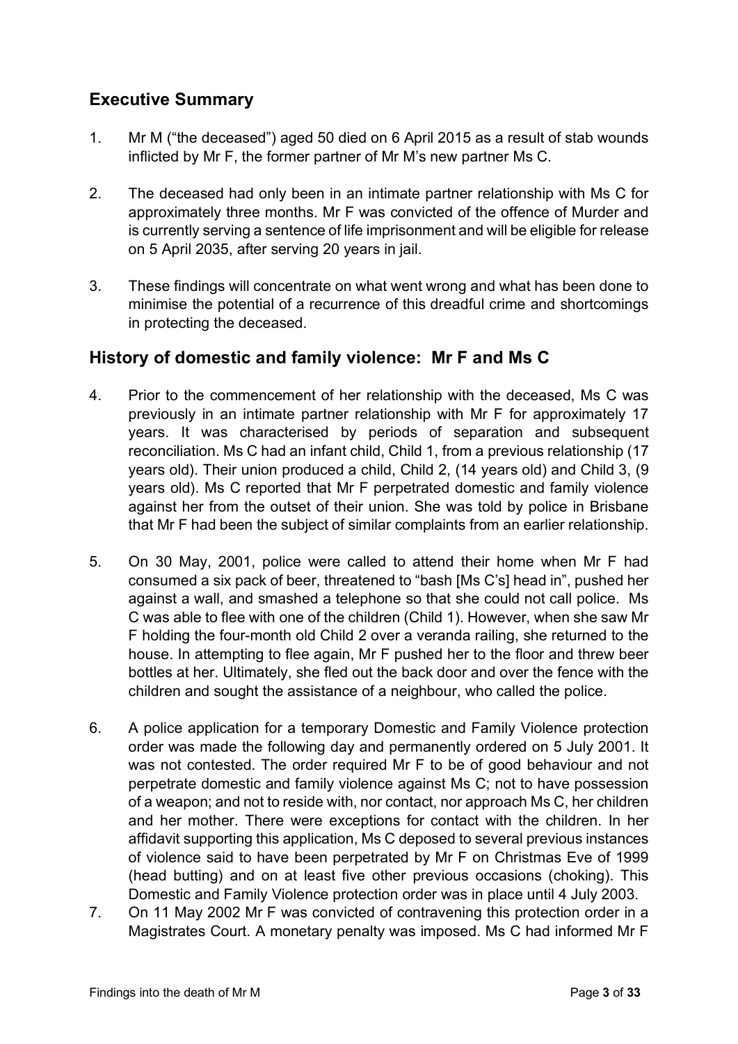## Executive Summary

1. Mr M ("the deceased") aged 50 died on 6 April 2015 as a result of stab wounds inflicted by Mr F, the former partner of Mr M's new partner Ms C.

2. The deceased had only been in an intimate partner relationship with Ms C for approximately three months. Mr F was convicted of the offence of Murder and is currently serving a sentence of life imprisonment and will be eligible for release on 5 April 2035, after serving 20 years in jail.

3. These findings will concentrate on what went wrong and what has been done to minimise the potential of a recurrence of this dreadful crime and shortcomings in protecting the deceased.

## History of domestic and family violence: Mr F and Ms C

4. Prior to the commencement of her relationship with the deceased, Ms C was previously in an intimate partner relationship with Mr F for approximately 17 years. It was characterised by periods of separation and subsequent reconciliation. Ms C had an infant child, Child 1, from a previous relationship (17 years old). Their union produced a child, Child 2, (14 years old) and Child 3, (9 years old). Ms C reported that Mr F perpetrated domestic and family violence against her from the outset of their union. She was told by police in Brisbane that Mr F had been the subject of similar complaints from an earlier relationship.

5. On 30 May, 2001, police were called to attend their home when Mr F had consumed a six pack of beer, threatened to "bash [Ms C's] head in", pushed her against a wall, and smashed a telephone so that she could not call police. Ms C was able to flee with one of the children (Child 1). However, when she saw Mr F holding the four-month old Child 2 over a veranda railing, she returned to the house. In attempting to flee again, Mr F pushed her to the floor and threw beer bottles at her. Ultimately, she fled out the back door and over the fence with the children and sought the assistance of a neighbour, who called the police.

6. A police application for a temporary Domestic and Family Violence protection order was made the following day and permanently ordered on 5 July 2001. It was not contested. The order required Mr F to be of good behaviour and not perpetrate domestic and family violence against Ms C; not to have possession of a weapon; and not to reside with, nor contact, nor approach Ms C, her children and her mother. There were exceptions for contact with the children. In her affidavit supporting this application, Ms C deposed to several previous instances of violence said to have been perpetrated by Mr F on Christmas Eve of 1999 (head butting) and on at least five other previous occasions (choking). This Domestic and Family Violence protection order was in place until 4 July 2003.

7. On 11 May 2002 Mr F was convicted of contravening this protection order in a Magistrates Court. A monetary penalty was imposed. Ms C had informed Mr F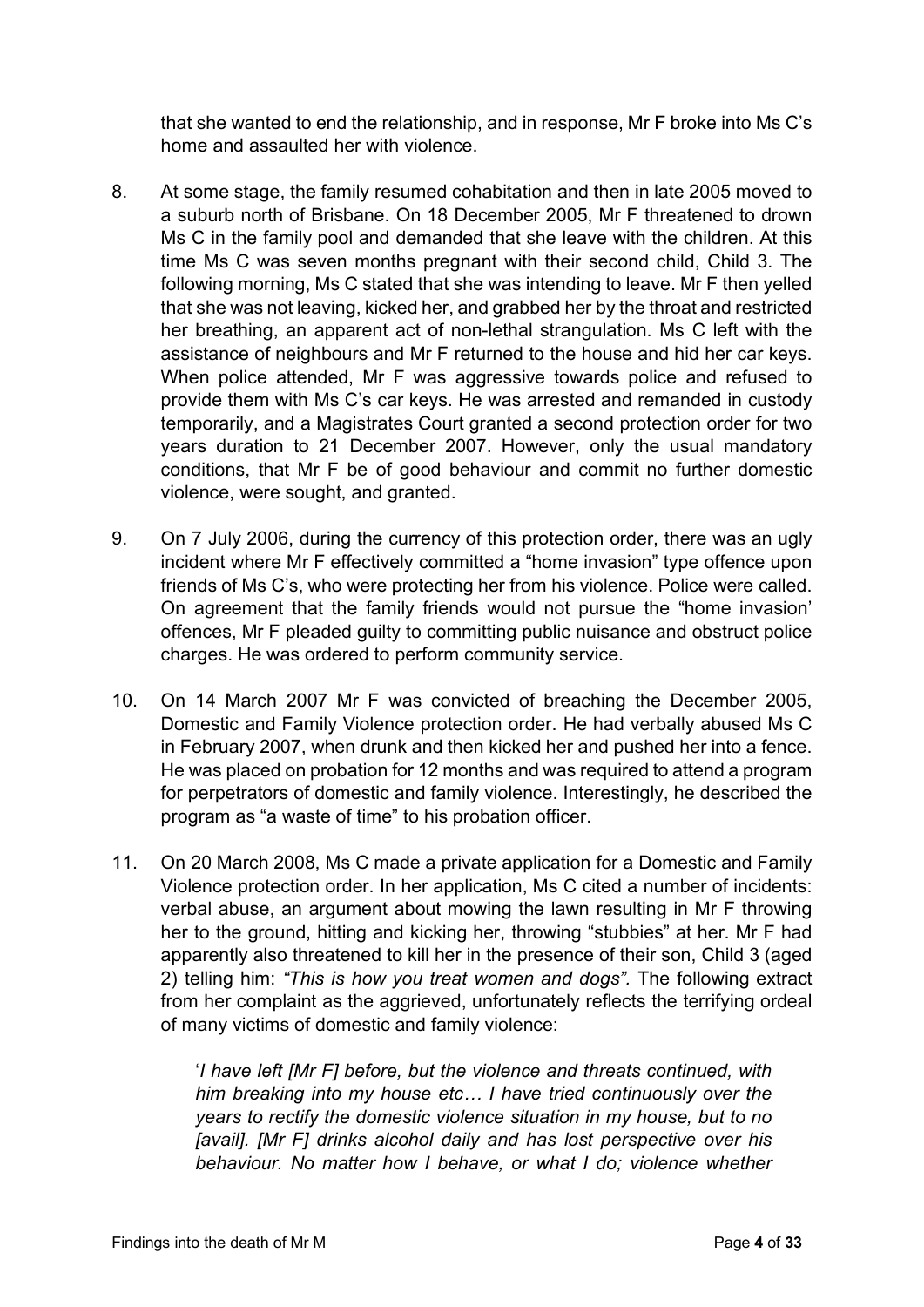that she wanted to end the relationship, and in response, Mr F broke into Ms C's home and assaulted her with violence.

8. At some stage, the family resumed cohabitation and then in late 2005 moved to a suburb north of Brisbane. On 18 December 2005, Mr F threatened to drown Ms C in the family pool and demanded that she leave with the children. At this time Ms C was seven months pregnant with their second child, Child 3. The following morning, Ms C stated that she was intending to leave. Mr F then yelled that she was not leaving, kicked her, and grabbed her by the throat and restricted her breathing, an apparent act of non-lethal strangulation. Ms C left with the assistance of neighbours and Mr F returned to the house and hid her car keys. When police attended, Mr F was aggressive towards police and refused to provide them with Ms C's car keys. He was arrested and remanded in custody temporarily, and a Magistrates Court granted a second protection order for two years duration to 21 December 2007. However, only the usual mandatory conditions, that Mr F be of good behaviour and commit no further domestic violence, were sought, and granted.

9. On 7 July 2006, during the currency of this protection order, there was an ugly incident where Mr F effectively committed a "home invasion" type offence upon friends of Ms C's, who were protecting her from his violence. Police were called. On agreement that the family friends would not pursue the "home invasion' offences, Mr F pleaded guilty to committing public nuisance and obstruct police charges. He was ordered to perform community service.

10. On 14 March 2007 Mr F was convicted of breaching the December 2005, Domestic and Family Violence protection order. He had verbally abused Ms C in February 2007, when drunk and then kicked her and pushed her into a fence. He was placed on probation for 12 months and was required to attend a program for perpetrators of domestic and family violence. Interestingly, he described the program as "a waste of time" to his probation officer.

11. On 20 March 2008, Ms C made a private application for a Domestic and Family Violence protection order. In her application, Ms C cited a number of incidents: verbal abuse, an argument about mowing the lawn resulting in Mr F throwing her to the ground, hitting and kicking her, throwing "stubbies" at her. Mr F had apparently also threatened to kill her in the presence of their son, Child 3 (aged 2) telling him: *"This is how you treat women and dogs".* The following extract from her complaint as the aggrieved, unfortunately reflects the terrifying ordeal of many victims of domestic and family violence:

> '*I have left [Mr F] before, but the violence and threats continued, with him breaking into my house etc… I have tried continuously over the years to rectify the domestic violence situation in my house, but to no [avail]. [Mr F] drinks alcohol daily and has lost perspective over his behaviour. No matter how I behave, or what I do; violence whether*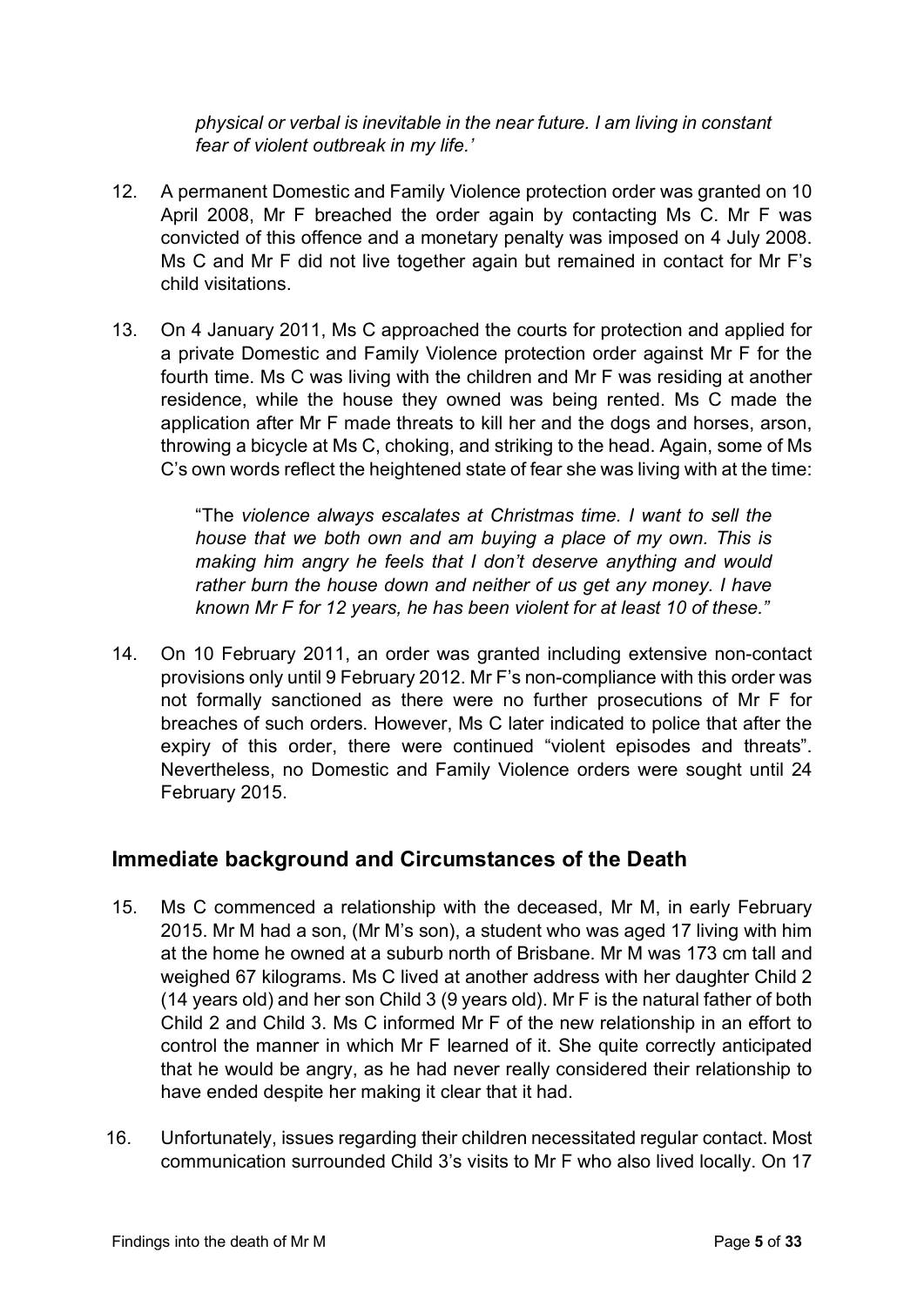*physical or verbal is inevitable in the near future. I am living in constant fear of violent outbreak in my life.'*

12. A permanent Domestic and Family Violence protection order was granted on 10 April 2008, Mr F breached the order again by contacting Ms C. Mr F was convicted of this offence and a monetary penalty was imposed on 4 July 2008. Ms C and Mr F did not live together again but remained in contact for Mr F's child visitations.

13. On 4 January 2011, Ms C approached the courts for protection and applied for a private Domestic and Family Violence protection order against Mr F for the fourth time. Ms C was living with the children and Mr F was residing at another residence, while the house they owned was being rented. Ms C made the application after Mr F made threats to kill her and the dogs and horses, arson, throwing a bicycle at Ms C, choking, and striking to the head. Again, some of Ms C's own words reflect the heightened state of fear she was living with at the time:

    "The *violence always escalates at Christmas time. I want to sell the house that we both own and am buying a place of my own. This is making him angry he feels that I don't deserve anything and would rather burn the house down and neither of us get any money. I have known Mr F for 12 years, he has been violent for at least 10 of these."*

14. On 10 February 2011, an order was granted including extensive non-contact provisions only until 9 February 2012. Mr F's non-compliance with this order was not formally sanctioned as there were no further prosecutions of Mr F for breaches of such orders. However, Ms C later indicated to police that after the expiry of this order, there were continued "violent episodes and threats". Nevertheless, no Domestic and Family Violence orders were sought until 24 February 2015.

## Immediate background and Circumstances of the Death

15. Ms C commenced a relationship with the deceased, Mr M, in early February 2015. Mr M had a son, (Mr M's son), a student who was aged 17 living with him at the home he owned at a suburb north of Brisbane. Mr M was 173 cm tall and weighed 67 kilograms. Ms C lived at another address with her daughter Child 2 (14 years old) and her son Child 3 (9 years old). Mr F is the natural father of both Child 2 and Child 3. Ms C informed Mr F of the new relationship in an effort to control the manner in which Mr F learned of it. She quite correctly anticipated that he would be angry, as he had never really considered their relationship to have ended despite her making it clear that it had.

16. Unfortunately, issues regarding their children necessitated regular contact. Most communication surrounded Child 3's visits to Mr F who also lived locally. On 17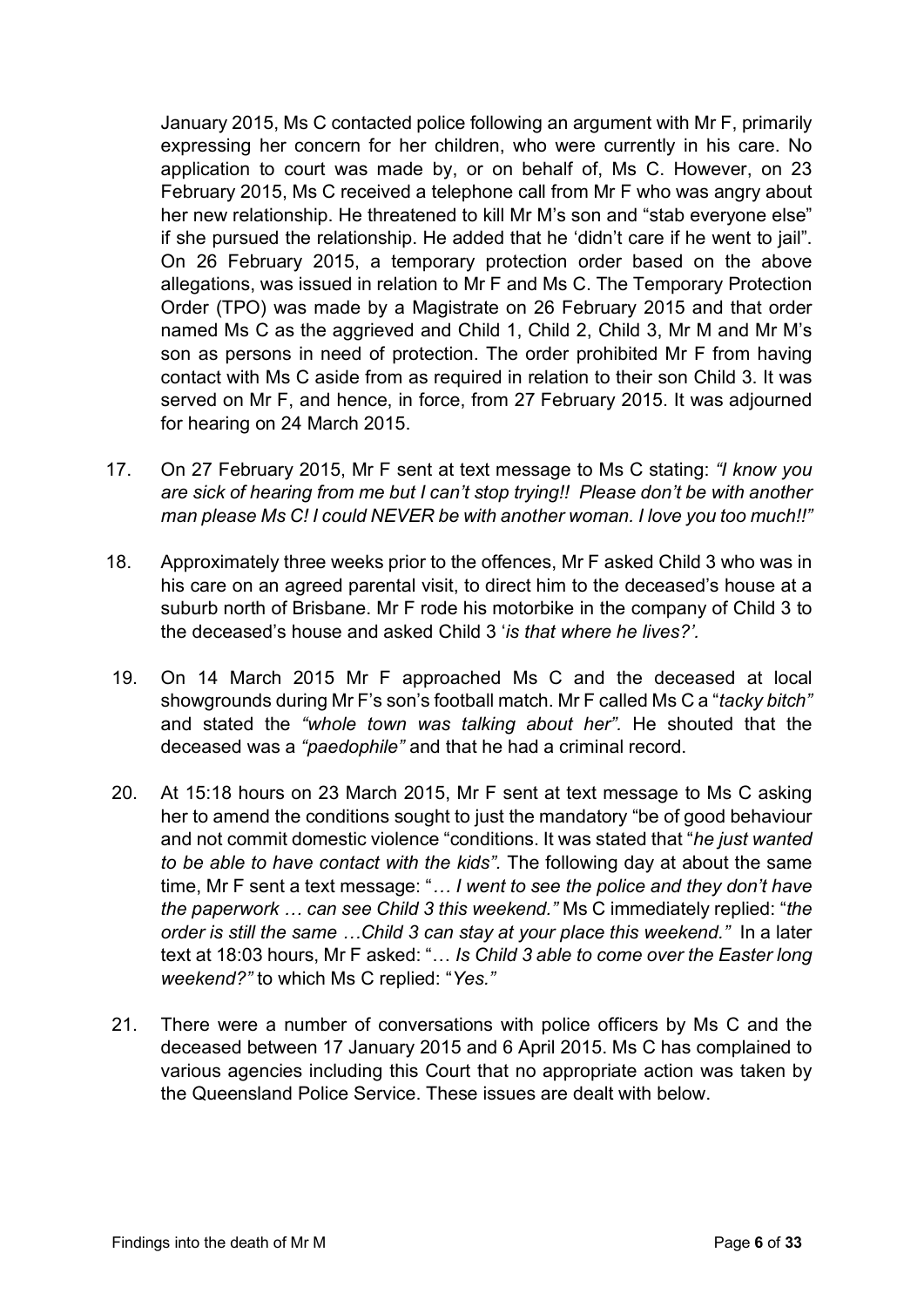January 2015, Ms C contacted police following an argument with Mr F, primarily expressing her concern for her children, who were currently in his care. No application to court was made by, or on behalf of, Ms C. However, on 23 February 2015, Ms C received a telephone call from Mr F who was angry about her new relationship. He threatened to kill Mr M's son and "stab everyone else" if she pursued the relationship. He added that he 'didn't care if he went to jail". On 26 February 2015, a temporary protection order based on the above allegations, was issued in relation to Mr F and Ms C. The Temporary Protection Order (TPO) was made by a Magistrate on 26 February 2015 and that order named Ms C as the aggrieved and Child 1, Child 2, Child 3, Mr M and Mr M's son as persons in need of protection. The order prohibited Mr F from having contact with Ms C aside from as required in relation to their son Child 3. It was served on Mr F, and hence, in force, from 27 February 2015. It was adjourned for hearing on 24 March 2015.

17. On 27 February 2015, Mr F sent at text message to Ms C stating: *"I know you are sick of hearing from me but I can't stop trying!! Please don't be with another man please Ms C! I could NEVER be with another woman. I love you too much!!"*

18. Approximately three weeks prior to the offences, Mr F asked Child 3 who was in his care on an agreed parental visit, to direct him to the deceased's house at a suburb north of Brisbane. Mr F rode his motorbike in the company of Child 3 to the deceased's house and asked Child 3 '*is that where he lives?'.*

19. On 14 March 2015 Mr F approached Ms C and the deceased at local showgrounds during Mr F's son's football match. Mr F called Ms C a "*tacky bitch"* and stated the *"whole town was talking about her"*. He shouted that the deceased was a *"paedophile"* and that he had a criminal record.

20. At 15:18 hours on 23 March 2015, Mr F sent at text message to Ms C asking her to amend the conditions sought to just the mandatory "be of good behaviour and not commit domestic violence "conditions. It was stated that "*he just wanted to be able to have contact with the kids".* The following day at about the same time, Mr F sent a text message: "*… I went to see the police and they don't have the paperwork … can see Child 3 this weekend."* Ms C immediately replied: "*the order is still the same …Child 3 can stay at your place this weekend."* In a later text at 18:03 hours, Mr F asked: "… *Is Child 3 able to come over the Easter long weekend?"* to which Ms C replied: "*Yes."*

21. There were a number of conversations with police officers by Ms C and the deceased between 17 January 2015 and 6 April 2015. Ms C has complained to various agencies including this Court that no appropriate action was taken by the Queensland Police Service. These issues are dealt with below.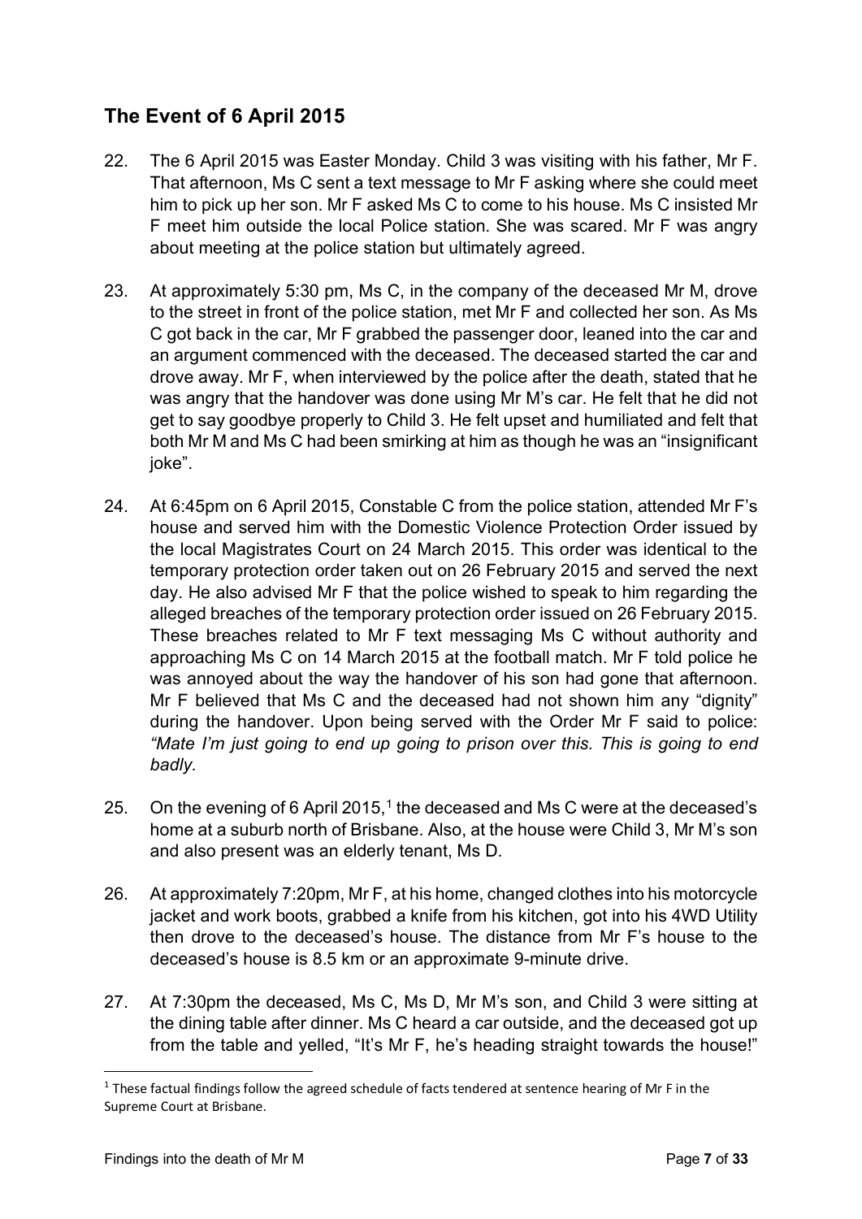## The Event of 6 April 2015

22. The 6 April 2015 was Easter Monday. Child 3 was visiting with his father, Mr F. That afternoon, Ms C sent a text message to Mr F asking where she could meet him to pick up her son. Mr F asked Ms C to come to his house. Ms C insisted Mr F meet him outside the local Police station. She was scared. Mr F was angry about meeting at the police station but ultimately agreed.

23. At approximately 5:30 pm, Ms C, in the company of the deceased Mr M, drove to the street in front of the police station, met Mr F and collected her son. As Ms C got back in the car, Mr F grabbed the passenger door, leaned into the car and an argument commenced with the deceased. The deceased started the car and drove away. Mr F, when interviewed by the police after the death, stated that he was angry that the handover was done using Mr M's car. He felt that he did not get to say goodbye properly to Child 3. He felt upset and humiliated and felt that both Mr M and Ms C had been smirking at him as though he was an "insignificant joke".

24. At 6:45pm on 6 April 2015, Constable C from the police station, attended Mr F's house and served him with the Domestic Violence Protection Order issued by the local Magistrates Court on 24 March 2015. This order was identical to the temporary protection order taken out on 26 February 2015 and served the next day. He also advised Mr F that the police wished to speak to him regarding the alleged breaches of the temporary protection order issued on 26 February 2015. These breaches related to Mr F text messaging Ms C without authority and approaching Ms C on 14 March 2015 at the football match. Mr F told police he was annoyed about the way the handover of his son had gone that afternoon. Mr F believed that Ms C and the deceased had not shown him any "dignity" during the handover. Upon being served with the Order Mr F said to police: *"Mate I'm just going to end up going to prison over this. This is going to end badly.*

25. On the evening of 6 April 2015,[1] the deceased and Ms C were at the deceased's home at a suburb north of Brisbane. Also, at the house were Child 3, Mr M's son and also present was an elderly tenant, Ms D.

26. At approximately 7:20pm, Mr F, at his home, changed clothes into his motorcycle jacket and work boots, grabbed a knife from his kitchen, got into his 4WD Utility then drove to the deceased's house. The distance from Mr F's house to the deceased's house is 8.5 km or an approximate 9-minute drive.

27. At 7:30pm the deceased, Ms C, Ms D, Mr M's son, and Child 3 were sitting at the dining table after dinner. Ms C heard a car outside, and the deceased got up from the table and yelled, "It's Mr F, he's heading straight towards the house!"

[1] These factual findings follow the agreed schedule of facts tendered at sentence hearing of Mr F in the Supreme Court at Brisbane.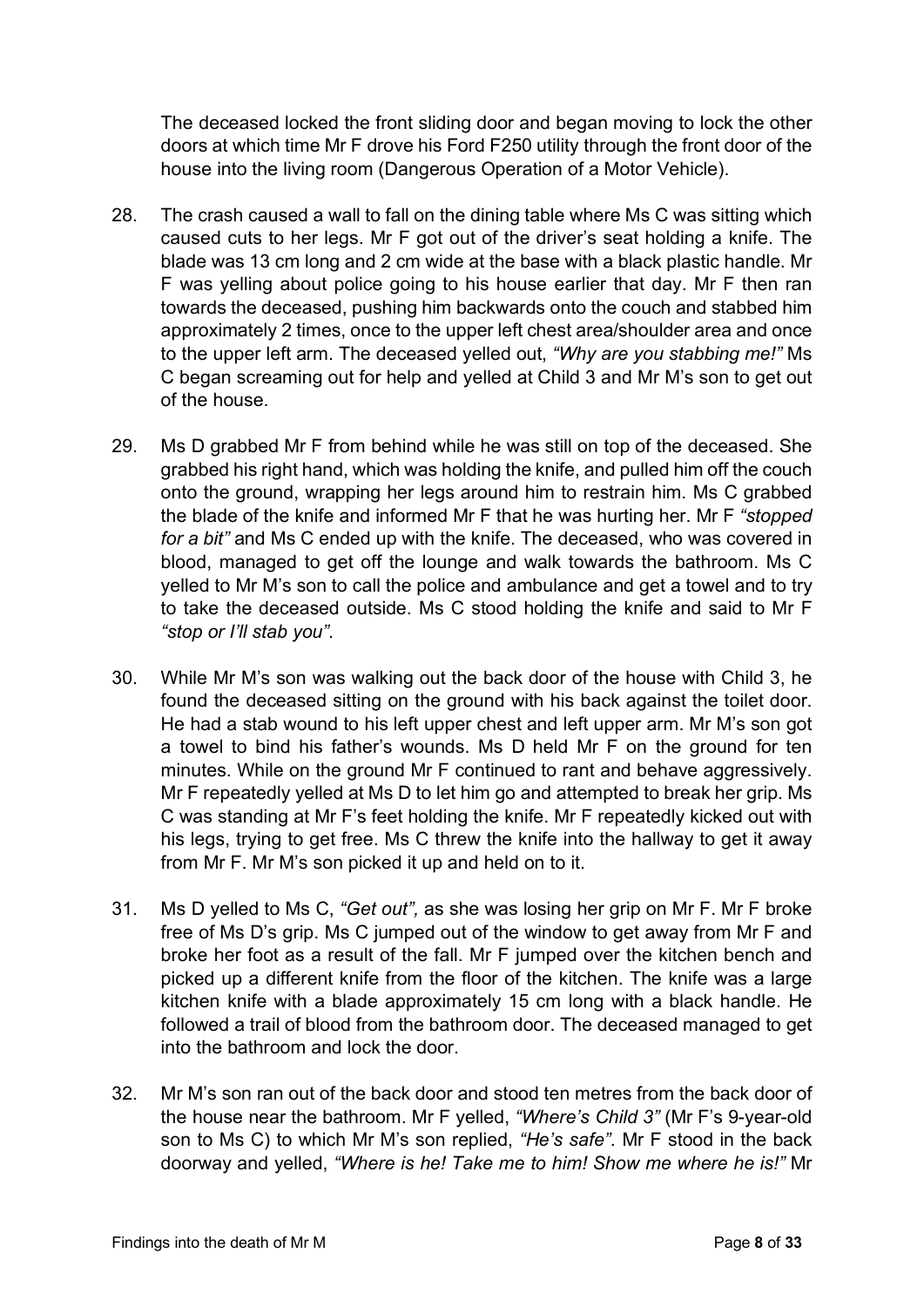The deceased locked the front sliding door and began moving to lock the other doors at which time Mr F drove his Ford F250 utility through the front door of the house into the living room (Dangerous Operation of a Motor Vehicle).

28. The crash caused a wall to fall on the dining table where Ms C was sitting which caused cuts to her legs. Mr F got out of the driver's seat holding a knife. The blade was 13 cm long and 2 cm wide at the base with a black plastic handle. Mr F was yelling about police going to his house earlier that day. Mr F then ran towards the deceased, pushing him backwards onto the couch and stabbed him approximately 2 times, once to the upper left chest area/shoulder area and once to the upper left arm. The deceased yelled out, *"Why are you stabbing me!"* Ms C began screaming out for help and yelled at Child 3 and Mr M's son to get out of the house.

29. Ms D grabbed Mr F from behind while he was still on top of the deceased. She grabbed his right hand, which was holding the knife, and pulled him off the couch onto the ground, wrapping her legs around him to restrain him. Ms C grabbed the blade of the knife and informed Mr F that he was hurting her. Mr F *"stopped for a bit"* and Ms C ended up with the knife. The deceased, who was covered in blood, managed to get off the lounge and walk towards the bathroom. Ms C yelled to Mr M's son to call the police and ambulance and get a towel and to try to take the deceased outside. Ms C stood holding the knife and said to Mr F *"stop or I'll stab you".*

30. While Mr M's son was walking out the back door of the house with Child 3, he found the deceased sitting on the ground with his back against the toilet door. He had a stab wound to his left upper chest and left upper arm. Mr M's son got a towel to bind his father's wounds. Ms D held Mr F on the ground for ten minutes. While on the ground Mr F continued to rant and behave aggressively. Mr F repeatedly yelled at Ms D to let him go and attempted to break her grip. Ms C was standing at Mr F's feet holding the knife. Mr F repeatedly kicked out with his legs, trying to get free. Ms C threw the knife into the hallway to get it away from Mr F. Mr M's son picked it up and held on to it.

31. Ms D yelled to Ms C, *"Get out",* as she was losing her grip on Mr F. Mr F broke free of Ms D's grip. Ms C jumped out of the window to get away from Mr F and broke her foot as a result of the fall. Mr F jumped over the kitchen bench and picked up a different knife from the floor of the kitchen. The knife was a large kitchen knife with a blade approximately 15 cm long with a black handle. He followed a trail of blood from the bathroom door. The deceased managed to get into the bathroom and lock the door.

32. Mr M's son ran out of the back door and stood ten metres from the back door of the house near the bathroom. Mr F yelled, *"Where's Child 3"* (Mr F's 9-year-old son to Ms C) to which Mr M's son replied, *"He's safe".* Mr F stood in the back doorway and yelled, *"Where is he! Take me to him! Show me where he is!"* Mr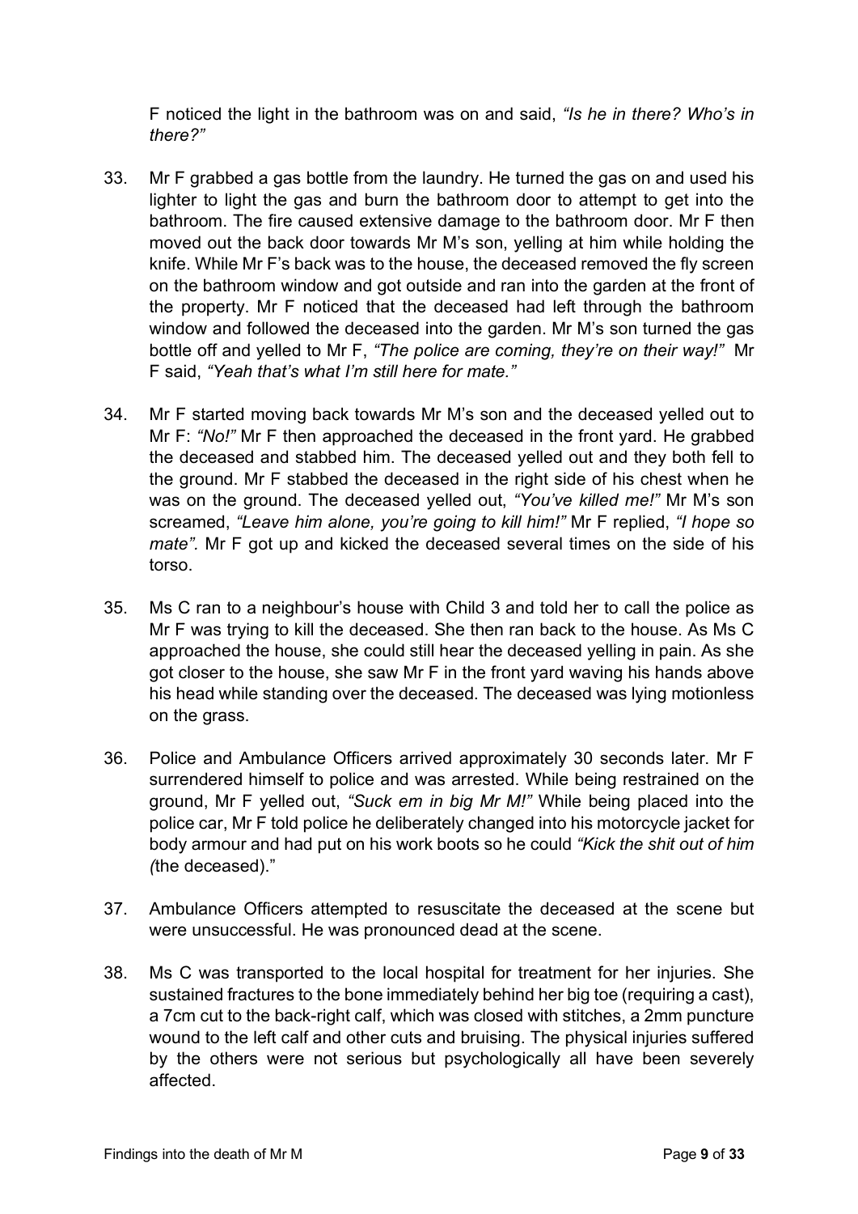F noticed the light in the bathroom was on and said, *"Is he in there? Who's in there?"*

33. Mr F grabbed a gas bottle from the laundry. He turned the gas on and used his lighter to light the gas and burn the bathroom door to attempt to get into the bathroom. The fire caused extensive damage to the bathroom door. Mr F then moved out the back door towards Mr M's son, yelling at him while holding the knife. While Mr F's back was to the house, the deceased removed the fly screen on the bathroom window and got outside and ran into the garden at the front of the property. Mr F noticed that the deceased had left through the bathroom window and followed the deceased into the garden. Mr M's son turned the gas bottle off and yelled to Mr F, *"The police are coming, they're on their way!"* Mr F said, *"Yeah that's what I'm still here for mate."*

34. Mr F started moving back towards Mr M's son and the deceased yelled out to Mr F: *"No!"* Mr F then approached the deceased in the front yard. He grabbed the deceased and stabbed him. The deceased yelled out and they both fell to the ground. Mr F stabbed the deceased in the right side of his chest when he was on the ground. The deceased yelled out, *"You've killed me!"* Mr M's son screamed, *"Leave him alone, you're going to kill him!"* Mr F replied, *"I hope so mate".* Mr F got up and kicked the deceased several times on the side of his torso.

35. Ms C ran to a neighbour's house with Child 3 and told her to call the police as Mr F was trying to kill the deceased. She then ran back to the house. As Ms C approached the house, she could still hear the deceased yelling in pain. As she got closer to the house, she saw Mr F in the front yard waving his hands above his head while standing over the deceased. The deceased was lying motionless on the grass.

36. Police and Ambulance Officers arrived approximately 30 seconds later. Mr F surrendered himself to police and was arrested. While being restrained on the ground, Mr F yelled out, *"Suck em in big Mr M!"* While being placed into the police car, Mr F told police he deliberately changed into his motorcycle jacket for body armour and had put on his work boots so he could *"Kick the shit out of him (*the deceased)."

37. Ambulance Officers attempted to resuscitate the deceased at the scene but were unsuccessful. He was pronounced dead at the scene.

38. Ms C was transported to the local hospital for treatment for her injuries. She sustained fractures to the bone immediately behind her big toe (requiring a cast), a 7cm cut to the back-right calf, which was closed with stitches, a 2mm puncture wound to the left calf and other cuts and bruising. The physical injuries suffered by the others were not serious but psychologically all have been severely affected.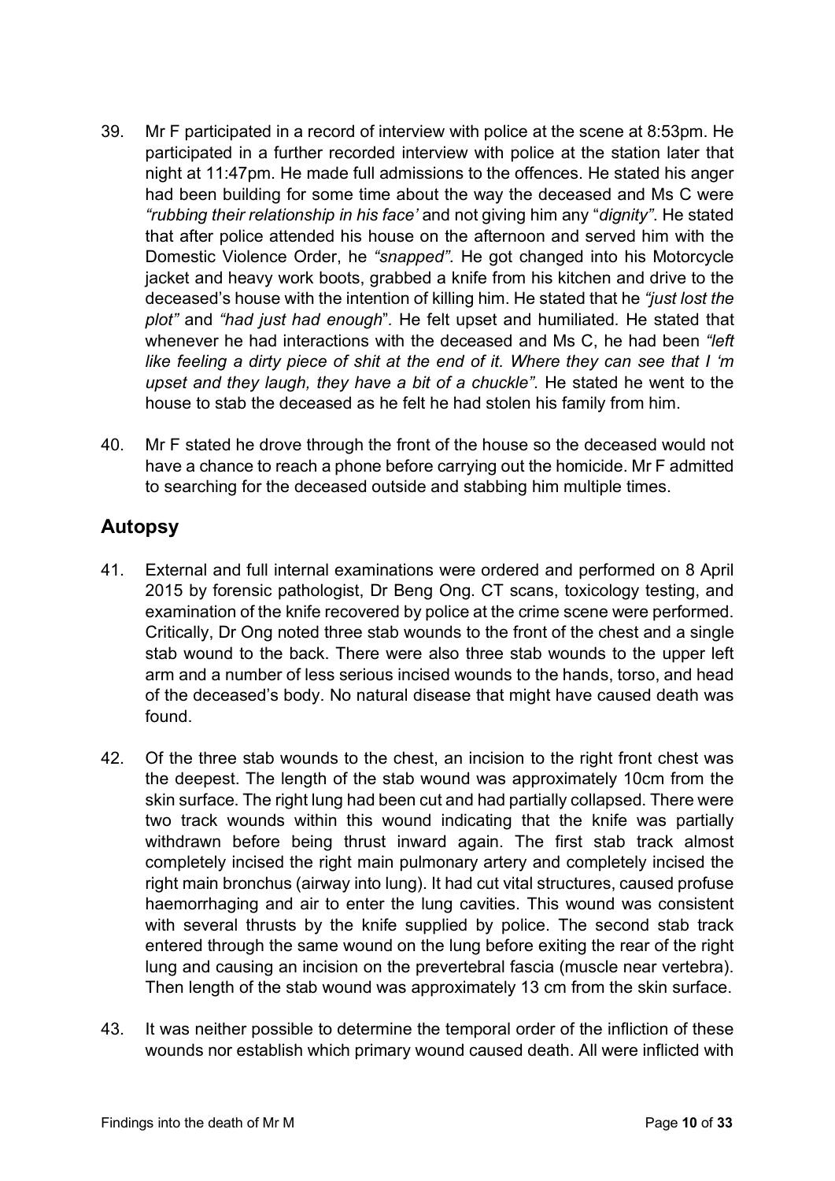39. Mr F participated in a record of interview with police at the scene at 8:53pm. He participated in a further recorded interview with police at the station later that night at 11:47pm. He made full admissions to the offences. He stated his anger had been building for some time about the way the deceased and Ms C were *"rubbing their relationship in his face'* and not giving him any "*dignity"*. He stated that after police attended his house on the afternoon and served him with the Domestic Violence Order, he *"snapped"*. He got changed into his Motorcycle jacket and heavy work boots, grabbed a knife from his kitchen and drive to the deceased's house with the intention of killing him. He stated that he *"just lost the plot"* and *"had just had enough*". He felt upset and humiliated. He stated that whenever he had interactions with the deceased and Ms C, he had been *"left like feeling a dirty piece of shit at the end of it. Where they can see that I 'm upset and they laugh, they have a bit of a chuckle"*. He stated he went to the house to stab the deceased as he felt he had stolen his family from him.

40. Mr F stated he drove through the front of the house so the deceased would not have a chance to reach a phone before carrying out the homicide. Mr F admitted to searching for the deceased outside and stabbing him multiple times.

## Autopsy

41. External and full internal examinations were ordered and performed on 8 April 2015 by forensic pathologist, Dr Beng Ong. CT scans, toxicology testing, and examination of the knife recovered by police at the crime scene were performed. Critically, Dr Ong noted three stab wounds to the front of the chest and a single stab wound to the back. There were also three stab wounds to the upper left arm and a number of less serious incised wounds to the hands, torso, and head of the deceased's body. No natural disease that might have caused death was found.

42. Of the three stab wounds to the chest, an incision to the right front chest was the deepest. The length of the stab wound was approximately 10cm from the skin surface. The right lung had been cut and had partially collapsed. There were two track wounds within this wound indicating that the knife was partially withdrawn before being thrust inward again. The first stab track almost completely incised the right main pulmonary artery and completely incised the right main bronchus (airway into lung). It had cut vital structures, caused profuse haemorrhaging and air to enter the lung cavities. This wound was consistent with several thrusts by the knife supplied by police. The second stab track entered through the same wound on the lung before exiting the rear of the right lung and causing an incision on the prevertebral fascia (muscle near vertebra). Then length of the stab wound was approximately 13 cm from the skin surface.

43. It was neither possible to determine the temporal order of the infliction of these wounds nor establish which primary wound caused death. All were inflicted with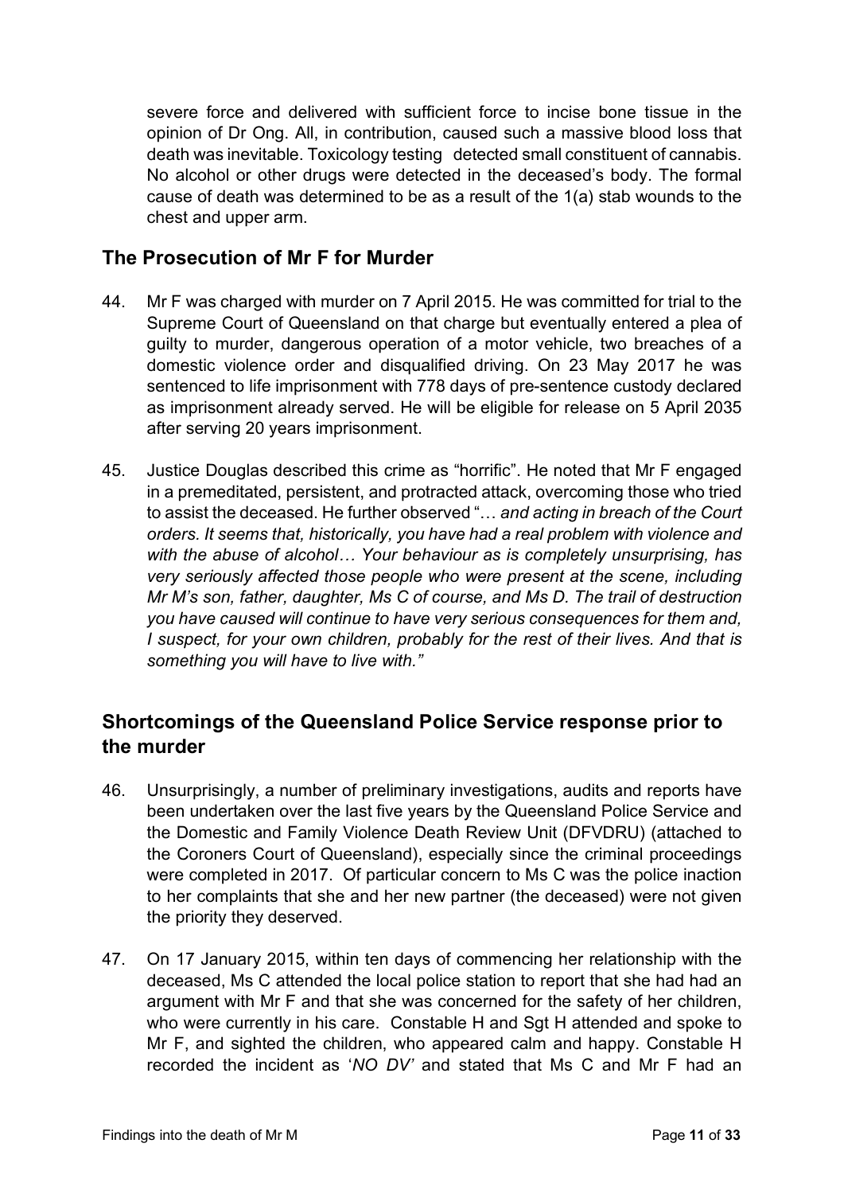severe force and delivered with sufficient force to incise bone tissue in the opinion of Dr Ong. All, in contribution, caused such a massive blood loss that death was inevitable. Toxicology testing detected small constituent of cannabis. No alcohol or other drugs were detected in the deceased's body. The formal cause of death was determined to be as a result of the 1(a) stab wounds to the chest and upper arm.

## The Prosecution of Mr F for Murder

44. Mr F was charged with murder on 7 April 2015. He was committed for trial to the Supreme Court of Queensland on that charge but eventually entered a plea of guilty to murder, dangerous operation of a motor vehicle, two breaches of a domestic violence order and disqualified driving. On 23 May 2017 he was sentenced to life imprisonment with 778 days of pre-sentence custody declared as imprisonment already served. He will be eligible for release on 5 April 2035 after serving 20 years imprisonment.

45. Justice Douglas described this crime as "horrific". He noted that Mr F engaged in a premeditated, persistent, and protracted attack, overcoming those who tried to assist the deceased. He further observed "… *and acting in breach of the Court orders. It seems that, historically, you have had a real problem with violence and with the abuse of alcohol… Your behaviour as is completely unsurprising, has very seriously affected those people who were present at the scene, including Mr M's son, father, daughter, Ms C of course, and Ms D. The trail of destruction you have caused will continue to have very serious consequences for them and, I suspect, for your own children, probably for the rest of their lives. And that is something you will have to live with."*

## Shortcomings of the Queensland Police Service response prior to the murder

46. Unsurprisingly, a number of preliminary investigations, audits and reports have been undertaken over the last five years by the Queensland Police Service and the Domestic and Family Violence Death Review Unit (DFVDRU) (attached to the Coroners Court of Queensland), especially since the criminal proceedings were completed in 2017. Of particular concern to Ms C was the police inaction to her complaints that she and her new partner (the deceased) were not given the priority they deserved.

47. On 17 January 2015, within ten days of commencing her relationship with the deceased, Ms C attended the local police station to report that she had had an argument with Mr F and that she was concerned for the safety of her children, who were currently in his care. Constable H and Sgt H attended and spoke to Mr F, and sighted the children, who appeared calm and happy. Constable H recorded the incident as '*NO DV'* and stated that Ms C and Mr F had an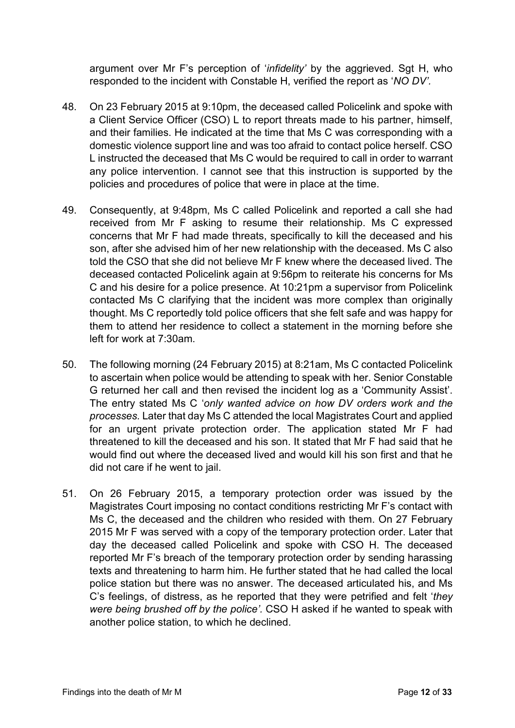argument over Mr F's perception of '*infidelity*' by the aggrieved. Sgt H, who responded to the incident with Constable H, verified the report as '*NO DV'*.

48. On 23 February 2015 at 9:10pm, the deceased called Policelink and spoke with a Client Service Officer (CSO) L to report threats made to his partner, himself, and their families. He indicated at the time that Ms C was corresponding with a domestic violence support line and was too afraid to contact police herself. CSO L instructed the deceased that Ms C would be required to call in order to warrant any police intervention. I cannot see that this instruction is supported by the policies and procedures of police that were in place at the time.

49. Consequently, at 9:48pm, Ms C called Policelink and reported a call she had received from Mr F asking to resume their relationship. Ms C expressed concerns that Mr F had made threats, specifically to kill the deceased and his son, after she advised him of her new relationship with the deceased. Ms C also told the CSO that she did not believe Mr F knew where the deceased lived. The deceased contacted Policelink again at 9:56pm to reiterate his concerns for Ms C and his desire for a police presence. At 10:21pm a supervisor from Policelink contacted Ms C clarifying that the incident was more complex than originally thought. Ms C reportedly told police officers that she felt safe and was happy for them to attend her residence to collect a statement in the morning before she left for work at 7:30am.

50. The following morning (24 February 2015) at 8:21am, Ms C contacted Policelink to ascertain when police would be attending to speak with her. Senior Constable G returned her call and then revised the incident log as a 'Community Assist'. The entry stated Ms C '*only wanted advice on how DV orders work and the processes.* Later that day Ms C attended the local Magistrates Court and applied for an urgent private protection order. The application stated Mr F had threatened to kill the deceased and his son. It stated that Mr F had said that he would find out where the deceased lived and would kill his son first and that he did not care if he went to jail.

51. On 26 February 2015, a temporary protection order was issued by the Magistrates Court imposing no contact conditions restricting Mr F's contact with Ms C, the deceased and the children who resided with them. On 27 February 2015 Mr F was served with a copy of the temporary protection order. Later that day the deceased called Policelink and spoke with CSO H. The deceased reported Mr F's breach of the temporary protection order by sending harassing texts and threatening to harm him. He further stated that he had called the local police station but there was no answer. The deceased articulated his, and Ms C's feelings, of distress, as he reported that they were petrified and felt '*they were being brushed off by the police'.* CSO H asked if he wanted to speak with another police station, to which he declined.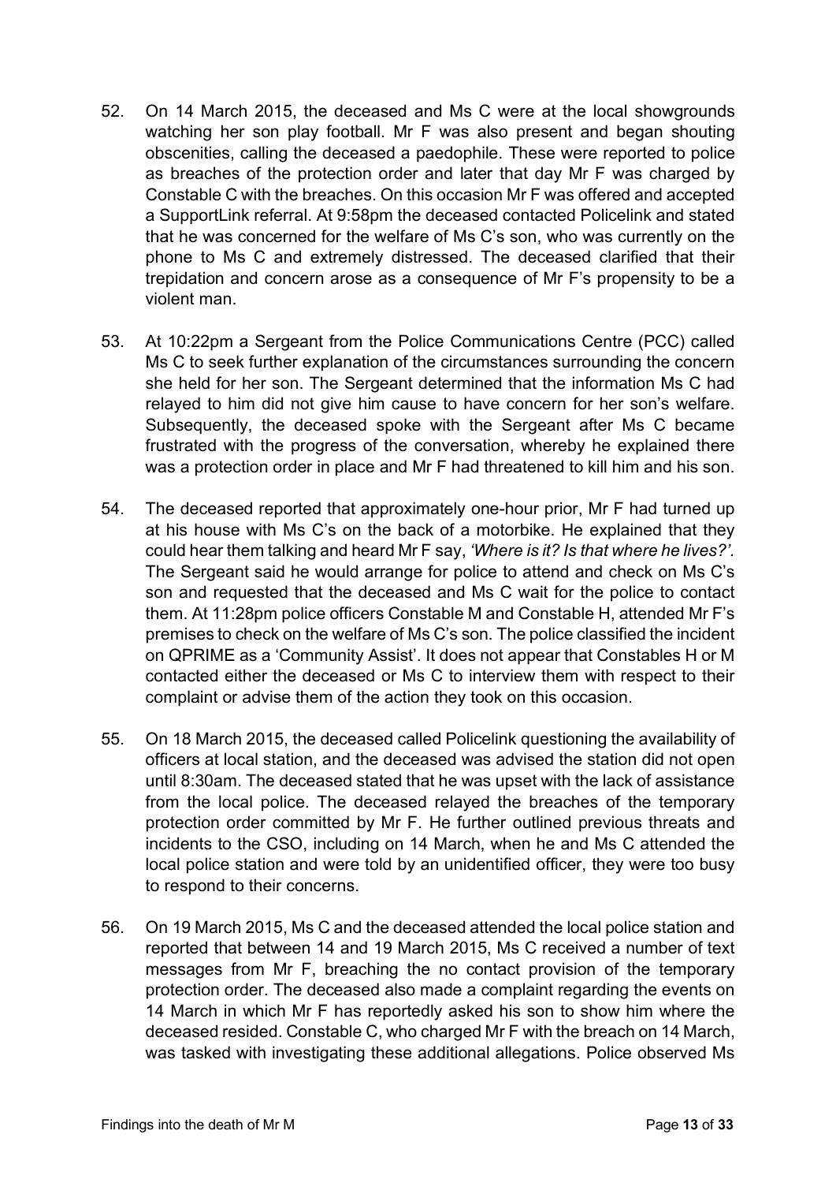52. On 14 March 2015, the deceased and Ms C were at the local showgrounds watching her son play football. Mr F was also present and began shouting obscenities, calling the deceased a paedophile. These were reported to police as breaches of the protection order and later that day Mr F was charged by Constable C with the breaches. On this occasion Mr F was offered and accepted a SupportLink referral. At 9:58pm the deceased contacted Policelink and stated that he was concerned for the welfare of Ms C's son, who was currently on the phone to Ms C and extremely distressed. The deceased clarified that their trepidation and concern arose as a consequence of Mr F's propensity to be a violent man.

53. At 10:22pm a Sergeant from the Police Communications Centre (PCC) called Ms C to seek further explanation of the circumstances surrounding the concern she held for her son. The Sergeant determined that the information Ms C had relayed to him did not give him cause to have concern for her son's welfare. Subsequently, the deceased spoke with the Sergeant after Ms C became frustrated with the progress of the conversation, whereby he explained there was a protection order in place and Mr F had threatened to kill him and his son.

54. The deceased reported that approximately one-hour prior, Mr F had turned up at his house with Ms C's on the back of a motorbike. He explained that they could hear them talking and heard Mr F say, *'Where is it? Is that where he lives?'*. The Sergeant said he would arrange for police to attend and check on Ms C's son and requested that the deceased and Ms C wait for the police to contact them. At 11:28pm police officers Constable M and Constable H, attended Mr F's premises to check on the welfare of Ms C's son. The police classified the incident on QPRIME as a 'Community Assist'. It does not appear that Constables H or M contacted either the deceased or Ms C to interview them with respect to their complaint or advise them of the action they took on this occasion.

55. On 18 March 2015, the deceased called Policelink questioning the availability of officers at local station, and the deceased was advised the station did not open until 8:30am. The deceased stated that he was upset with the lack of assistance from the local police. The deceased relayed the breaches of the temporary protection order committed by Mr F. He further outlined previous threats and incidents to the CSO, including on 14 March, when he and Ms C attended the local police station and were told by an unidentified officer, they were too busy to respond to their concerns.

56. On 19 March 2015, Ms C and the deceased attended the local police station and reported that between 14 and 19 March 2015, Ms C received a number of text messages from Mr F, breaching the no contact provision of the temporary protection order. The deceased also made a complaint regarding the events on 14 March in which Mr F has reportedly asked his son to show him where the deceased resided. Constable C, who charged Mr F with the breach on 14 March, was tasked with investigating these additional allegations. Police observed Ms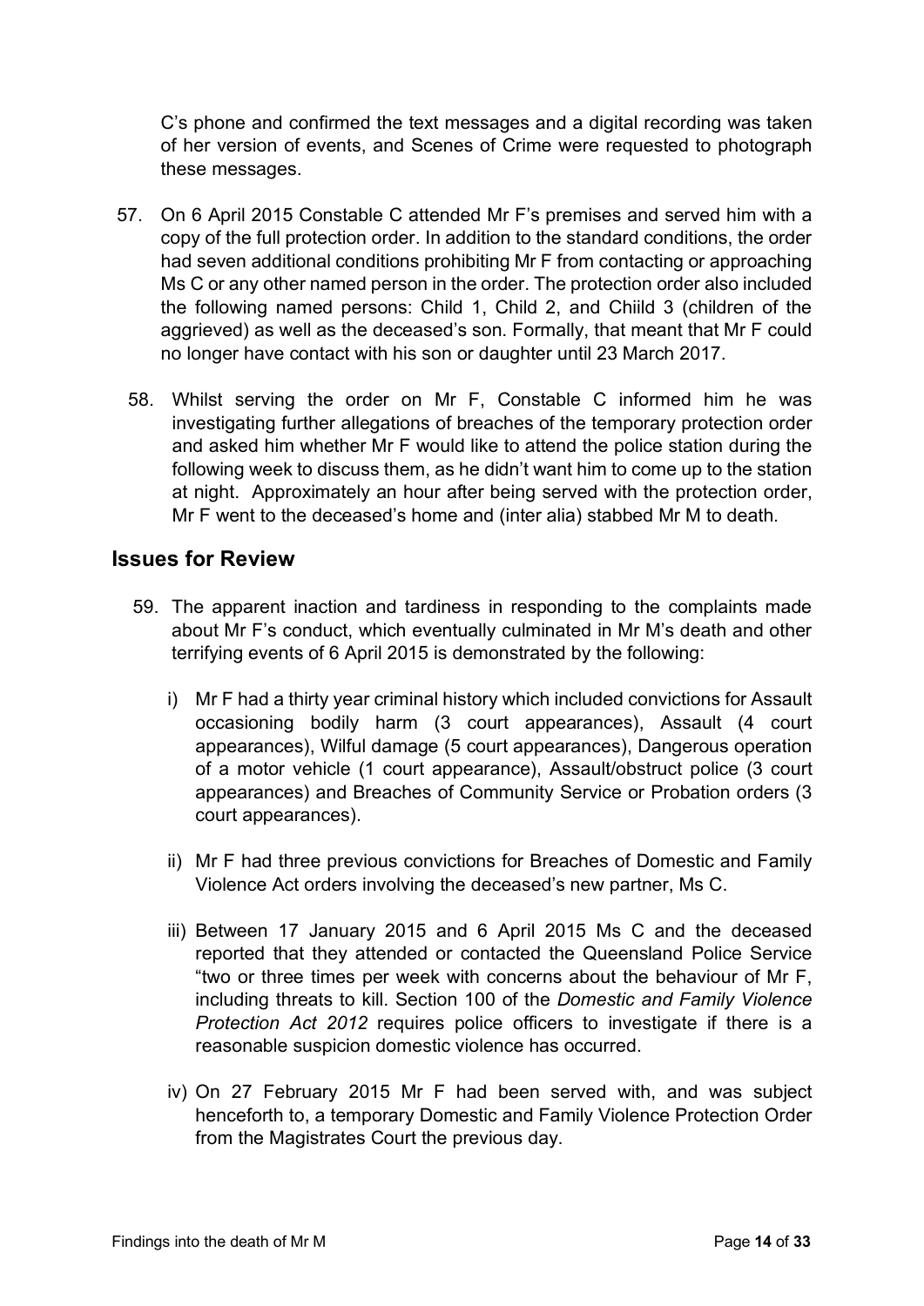C's phone and confirmed the text messages and a digital recording was taken of her version of events, and Scenes of Crime were requested to photograph these messages.

57. On 6 April 2015 Constable C attended Mr F's premises and served him with a copy of the full protection order. In addition to the standard conditions, the order had seven additional conditions prohibiting Mr F from contacting or approaching Ms C or any other named person in the order. The protection order also included the following named persons: Child 1, Child 2, and Chiild 3 (children of the aggrieved) as well as the deceased's son. Formally, that meant that Mr F could no longer have contact with his son or daughter until 23 March 2017.

58. Whilst serving the order on Mr F, Constable C informed him he was investigating further allegations of breaches of the temporary protection order and asked him whether Mr F would like to attend the police station during the following week to discuss them, as he didn't want him to come up to the station at night. Approximately an hour after being served with the protection order, Mr F went to the deceased's home and (inter alia) stabbed Mr M to death.

## Issues for Review

59. The apparent inaction and tardiness in responding to the complaints made about Mr F's conduct, which eventually culminated in Mr M's death and other terrifying events of 6 April 2015 is demonstrated by the following:

    i) Mr F had a thirty year criminal history which included convictions for Assault occasioning bodily harm (3 court appearances), Assault (4 court appearances), Wilful damage (5 court appearances), Dangerous operation of a motor vehicle (1 court appearance), Assault/obstruct police (3 court appearances) and Breaches of Community Service or Probation orders (3 court appearances).

    ii) Mr F had three previous convictions for Breaches of Domestic and Family Violence Act orders involving the deceased's new partner, Ms C.

    iii) Between 17 January 2015 and 6 April 2015 Ms C and the deceased reported that they attended or contacted the Queensland Police Service "two or three times per week with concerns about the behaviour of Mr F, including threats to kill. Section 100 of the *Domestic and Family Violence Protection Act 2012* requires police officers to investigate if there is a reasonable suspicion domestic violence has occurred.

    iv) On 27 February 2015 Mr F had been served with, and was subject henceforth to, a temporary Domestic and Family Violence Protection Order from the Magistrates Court the previous day.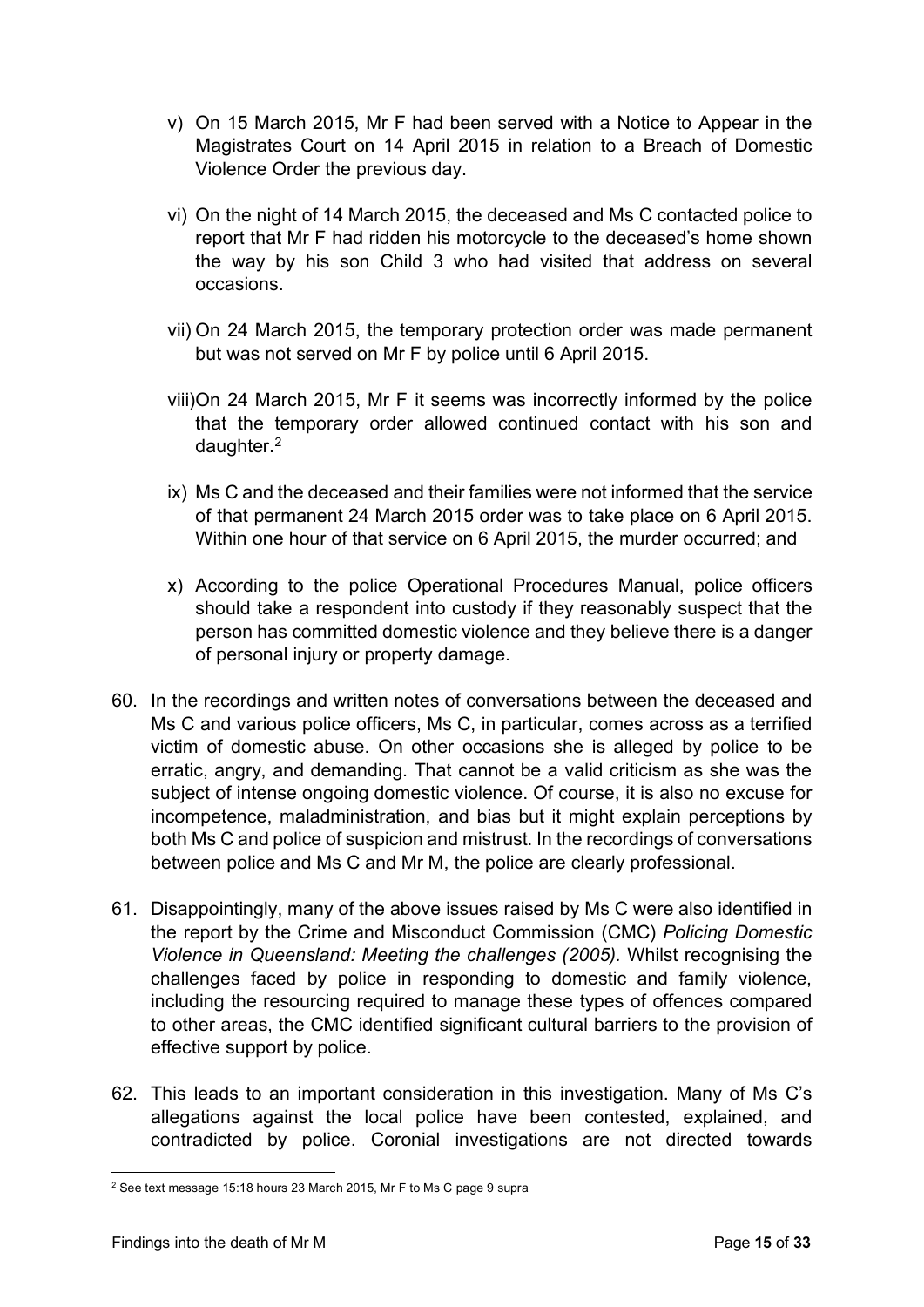v) On 15 March 2015, Mr F had been served with a Notice to Appear in the Magistrates Court on 14 April 2015 in relation to a Breach of Domestic Violence Order the previous day.

vi) On the night of 14 March 2015, the deceased and Ms C contacted police to report that Mr F had ridden his motorcycle to the deceased's home shown the way by his son Child 3 who had visited that address on several occasions.

vii) On 24 March 2015, the temporary protection order was made permanent but was not served on Mr F by police until 6 April 2015.

viii) On 24 March 2015, Mr F it seems was incorrectly informed by the police that the temporary order allowed continued contact with his son and daughter.[2]

ix) Ms C and the deceased and their families were not informed that the service of that permanent 24 March 2015 order was to take place on 6 April 2015. Within one hour of that service on 6 April 2015, the murder occurred; and

x) According to the police Operational Procedures Manual, police officers should take a respondent into custody if they reasonably suspect that the person has committed domestic violence and they believe there is a danger of personal injury or property damage.

60. In the recordings and written notes of conversations between the deceased and Ms C and various police officers, Ms C, in particular, comes across as a terrified victim of domestic abuse. On other occasions she is alleged by police to be erratic, angry, and demanding. That cannot be a valid criticism as she was the subject of intense ongoing domestic violence. Of course, it is also no excuse for incompetence, maladministration, and bias but it might explain perceptions by both Ms C and police of suspicion and mistrust. In the recordings of conversations between police and Ms C and Mr M, the police are clearly professional.

61. Disappointingly, many of the above issues raised by Ms C were also identified in the report by the Crime and Misconduct Commission (CMC) *Policing Domestic Violence in Queensland: Meeting the challenges (2005)*. Whilst recognising the challenges faced by police in responding to domestic and family violence, including the resourcing required to manage these types of offences compared to other areas, the CMC identified significant cultural barriers to the provision of effective support by police.

62. This leads to an important consideration in this investigation. Many of Ms C's allegations against the local police have been contested, explained, and contradicted by police. Coronial investigations are not directed towards

[2] See text message 15:18 hours 23 March 2015, Mr F to Ms C page 9 supra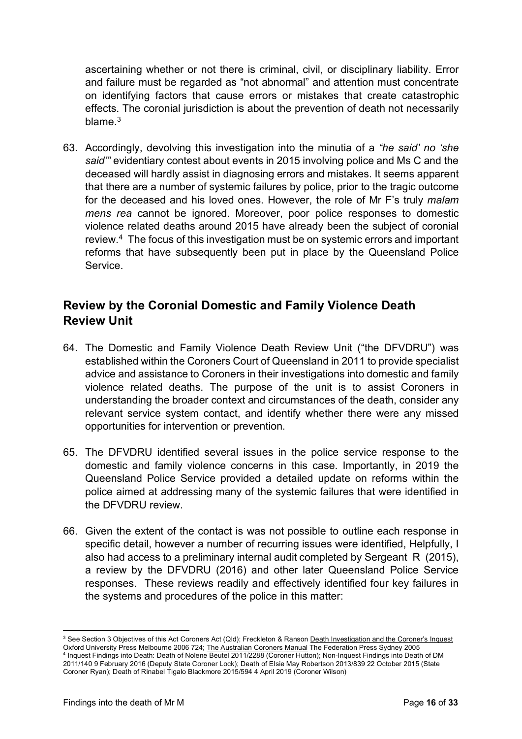ascertaining whether or not there is criminal, civil, or disciplinary liability. Error and failure must be regarded as "not abnormal" and attention must concentrate on identifying factors that cause errors or mistakes that create catastrophic effects. The coronial jurisdiction is about the prevention of death not necessarily blame.[3]

63. Accordingly, devolving this investigation into the minutia of a *"he said' no 'she said'"* evidentiary contest about events in 2015 involving police and Ms C and the deceased will hardly assist in diagnosing errors and mistakes. It seems apparent that there are a number of systemic failures by police, prior to the tragic outcome for the deceased and his loved ones. However, the role of Mr F's truly *malam mens rea* cannot be ignored. Moreover, poor police responses to domestic violence related deaths around 2015 have already been the subject of coronial review.[4] The focus of this investigation must be on systemic errors and important reforms that have subsequently been put in place by the Queensland Police Service.

## Review by the Coronial Domestic and Family Violence Death Review Unit

64. The Domestic and Family Violence Death Review Unit ("the DFVDRU") was established within the Coroners Court of Queensland in 2011 to provide specialist advice and assistance to Coroners in their investigations into domestic and family violence related deaths. The purpose of the unit is to assist Coroners in understanding the broader context and circumstances of the death, consider any relevant service system contact, and identify whether there were any missed opportunities for intervention or prevention.

65. The DFVDRU identified several issues in the police service response to the domestic and family violence concerns in this case. Importantly, in 2019 the Queensland Police Service provided a detailed update on reforms within the police aimed at addressing many of the systemic failures that were identified in the DFVDRU review.

66. Given the extent of the contact is was not possible to outline each response in specific detail, however a number of recurring issues were identified, Helpfully, I also had access to a preliminary internal audit completed by Sergeant R (2015), a review by the DFVDRU (2016) and other later Queensland Police Service responses. These reviews readily and effectively identified four key failures in the systems and procedures of the police in this matter:

---

[3] See Section 3 Objectives of this Act Coroners Act (Qld); Freckleton & Ranson Death Investigation and the Coroner's Inquest Oxford University Press Melbourne 2006 724; The Australian Coroners Manual The Federation Press Sydney 2005

[4] Inquest Findings into Death: Death of Nolene Beutel 2011/2288 (Coroner Hutton); Non-Inquest Findings into Death of DM 2011/140 9 February 2016 (Deputy State Coroner Lock); Death of Elsie May Robertson 2013/839 22 October 2015 (State Coroner Ryan); Death of Rinabel Tigalo Blackmore 2015/594 4 April 2019 (Coroner Wilson)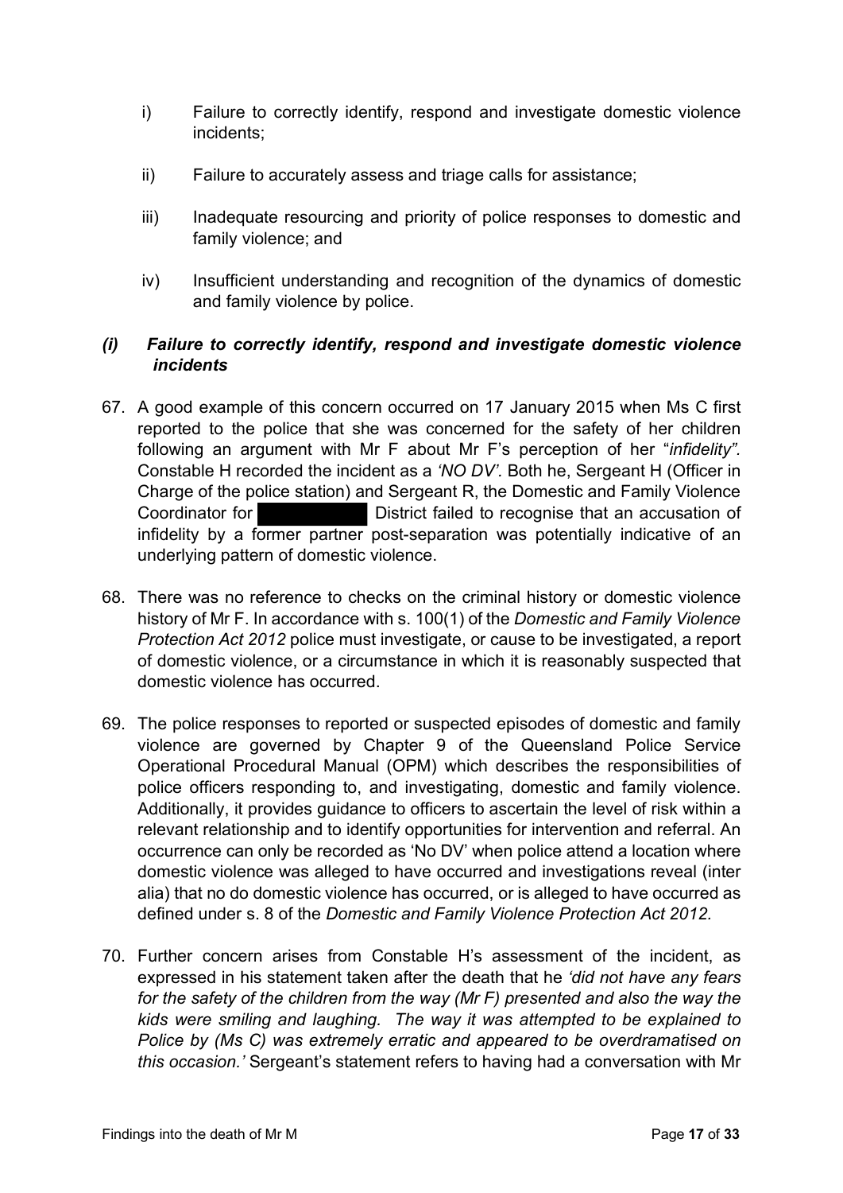i) Failure to correctly identify, respond and investigate domestic violence incidents;

ii) Failure to accurately assess and triage calls for assistance;

iii) Inadequate resourcing and priority of police responses to domestic and family violence; and

iv) Insufficient understanding and recognition of the dynamics of domestic and family violence by police.

### *(i) Failure to correctly identify, respond and investigate domestic violence incidents*

67. A good example of this concern occurred on 17 January 2015 when Ms C first reported to the police that she was concerned for the safety of her children following an argument with Mr F about Mr F's perception of her "*infidelity"*. Constable H recorded the incident as a *'NO DV'*. Both he, Sergeant H (Officer in Charge of the police station) and Sergeant R, the Domestic and Family Violence Coordinator for [redacted] District failed to recognise that an accusation of infidelity by a former partner post-separation was potentially indicative of an underlying pattern of domestic violence.

68. There was no reference to checks on the criminal history or domestic violence history of Mr F. In accordance with s. 100(1) of the *Domestic and Family Violence Protection Act 2012* police must investigate, or cause to be investigated, a report of domestic violence, or a circumstance in which it is reasonably suspected that domestic violence has occurred.

69. The police responses to reported or suspected episodes of domestic and family violence are governed by Chapter 9 of the Queensland Police Service Operational Procedural Manual (OPM) which describes the responsibilities of police officers responding to, and investigating, domestic and family violence. Additionally, it provides guidance to officers to ascertain the level of risk within a relevant relationship and to identify opportunities for intervention and referral. An occurrence can only be recorded as 'No DV' when police attend a location where domestic violence was alleged to have occurred and investigations reveal (inter alia) that no do domestic violence has occurred, or is alleged to have occurred as defined under s. 8 of the *Domestic and Family Violence Protection Act 2012.*

70. Further concern arises from Constable H's assessment of the incident, as expressed in his statement taken after the death that he *'did not have any fears for the safety of the children from the way (Mr F) presented and also the way the kids were smiling and laughing. The way it was attempted to be explained to Police by (Ms C) was extremely erratic and appeared to be overdramatised on this occasion.'* Sergeant's statement refers to having had a conversation with Mr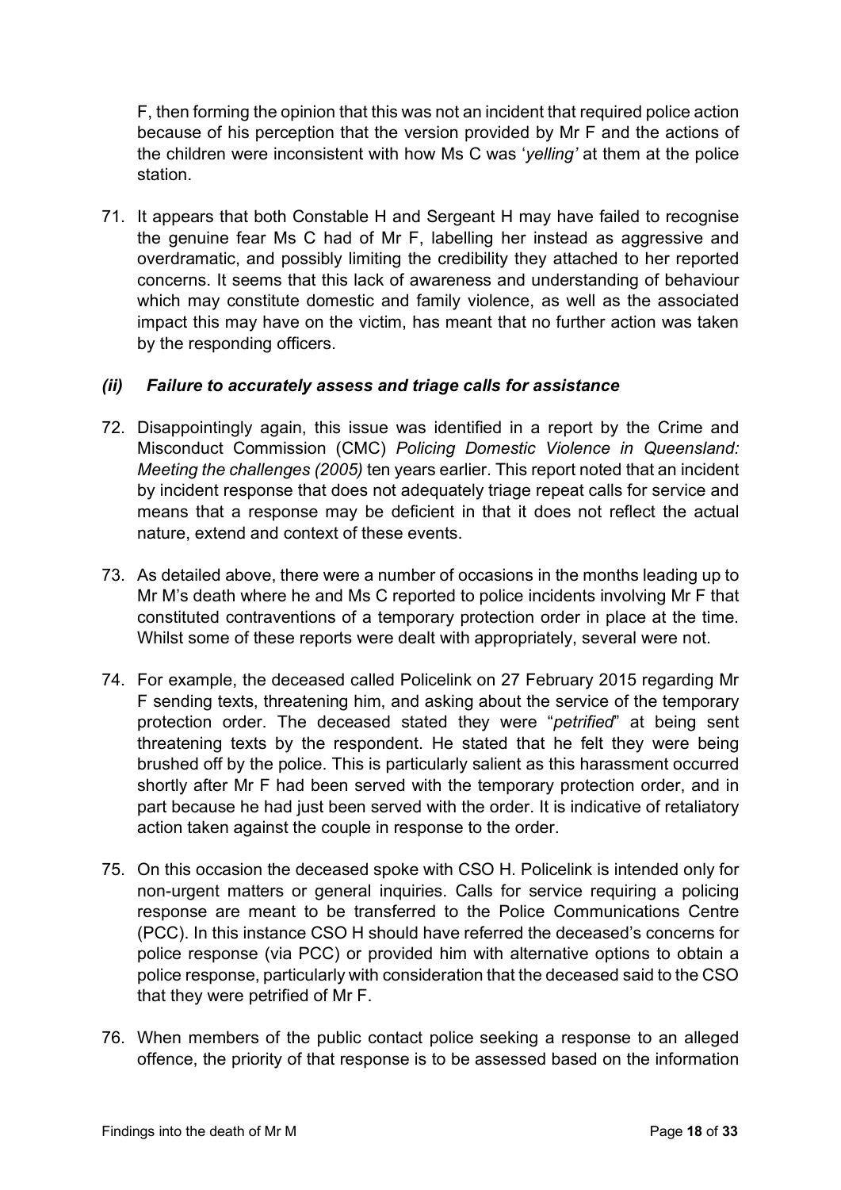F, then forming the opinion that this was not an incident that required police action because of his perception that the version provided by Mr F and the actions of the children were inconsistent with how Ms C was '*yelling'* at them at the police station.

71. It appears that both Constable H and Sergeant H may have failed to recognise the genuine fear Ms C had of Mr F, labelling her instead as aggressive and overdramatic, and possibly limiting the credibility they attached to her reported concerns. It seems that this lack of awareness and understanding of behaviour which may constitute domestic and family violence, as well as the associated impact this may have on the victim, has meant that no further action was taken by the responding officers.

### *(ii) Failure to accurately assess and triage calls for assistance*

72. Disappointingly again, this issue was identified in a report by the Crime and Misconduct Commission (CMC) *Policing Domestic Violence in Queensland: Meeting the challenges (2005)* ten years earlier. This report noted that an incident by incident response that does not adequately triage repeat calls for service and means that a response may be deficient in that it does not reflect the actual nature, extend and context of these events.

73. As detailed above, there were a number of occasions in the months leading up to Mr M's death where he and Ms C reported to police incidents involving Mr F that constituted contraventions of a temporary protection order in place at the time. Whilst some of these reports were dealt with appropriately, several were not.

74. For example, the deceased called Policelink on 27 February 2015 regarding Mr F sending texts, threatening him, and asking about the service of the temporary protection order. The deceased stated they were "*petrified*" at being sent threatening texts by the respondent. He stated that he felt they were being brushed off by the police. This is particularly salient as this harassment occurred shortly after Mr F had been served with the temporary protection order, and in part because he had just been served with the order. It is indicative of retaliatory action taken against the couple in response to the order.

75. On this occasion the deceased spoke with CSO H. Policelink is intended only for non-urgent matters or general inquiries. Calls for service requiring a policing response are meant to be transferred to the Police Communications Centre (PCC). In this instance CSO H should have referred the deceased's concerns for police response (via PCC) or provided him with alternative options to obtain a police response, particularly with consideration that the deceased said to the CSO that they were petrified of Mr F.

76. When members of the public contact police seeking a response to an alleged offence, the priority of that response is to be assessed based on the information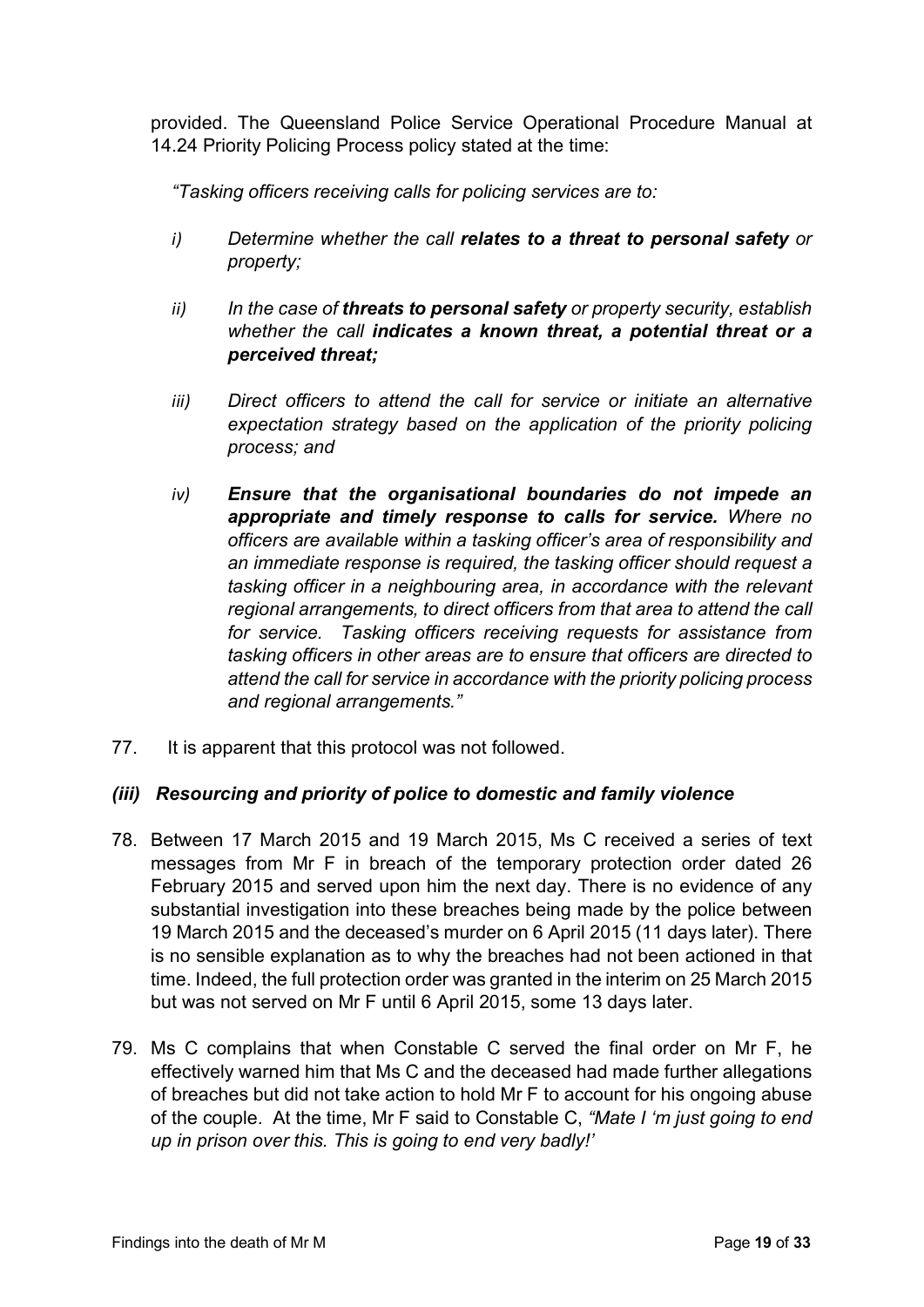provided. The Queensland Police Service Operational Procedure Manual at 14.24 Priority Policing Process policy stated at the time:

> *"Tasking officers receiving calls for policing services are to:*
>
> *i) Determine whether the call **relates to a threat to personal safety** or property;*
>
> *ii) In the case of **threats to personal safety** or property security, establish whether the call **indicates a known threat, a potential threat or a perceived threat;***
>
> *iii) Direct officers to attend the call for service or initiate an alternative expectation strategy based on the application of the priority policing process; and*
>
> *iv) **Ensure that the organisational boundaries do not impede an appropriate and timely response to calls for service.** Where no officers are available within a tasking officer's area of responsibility and an immediate response is required, the tasking officer should request a tasking officer in a neighbouring area, in accordance with the relevant regional arrangements, to direct officers from that area to attend the call for service. Tasking officers receiving requests for assistance from tasking officers in other areas are to ensure that officers are directed to attend the call for service in accordance with the priority policing process and regional arrangements."*

77. It is apparent that this protocol was not followed.

### *(iii) Resourcing and priority of police to domestic and family violence*

78. Between 17 March 2015 and 19 March 2015, Ms C received a series of text messages from Mr F in breach of the temporary protection order dated 26 February 2015 and served upon him the next day. There is no evidence of any substantial investigation into these breaches being made by the police between 19 March 2015 and the deceased's murder on 6 April 2015 (11 days later). There is no sensible explanation as to why the breaches had not been actioned in that time. Indeed, the full protection order was granted in the interim on 25 March 2015 but was not served on Mr F until 6 April 2015, some 13 days later.

79. Ms C complains that when Constable C served the final order on Mr F, he effectively warned him that Ms C and the deceased had made further allegations of breaches but did not take action to hold Mr F to account for his ongoing abuse of the couple. At the time, Mr F said to Constable C, *"Mate I 'm just going to end up in prison over this. This is going to end very badly!'*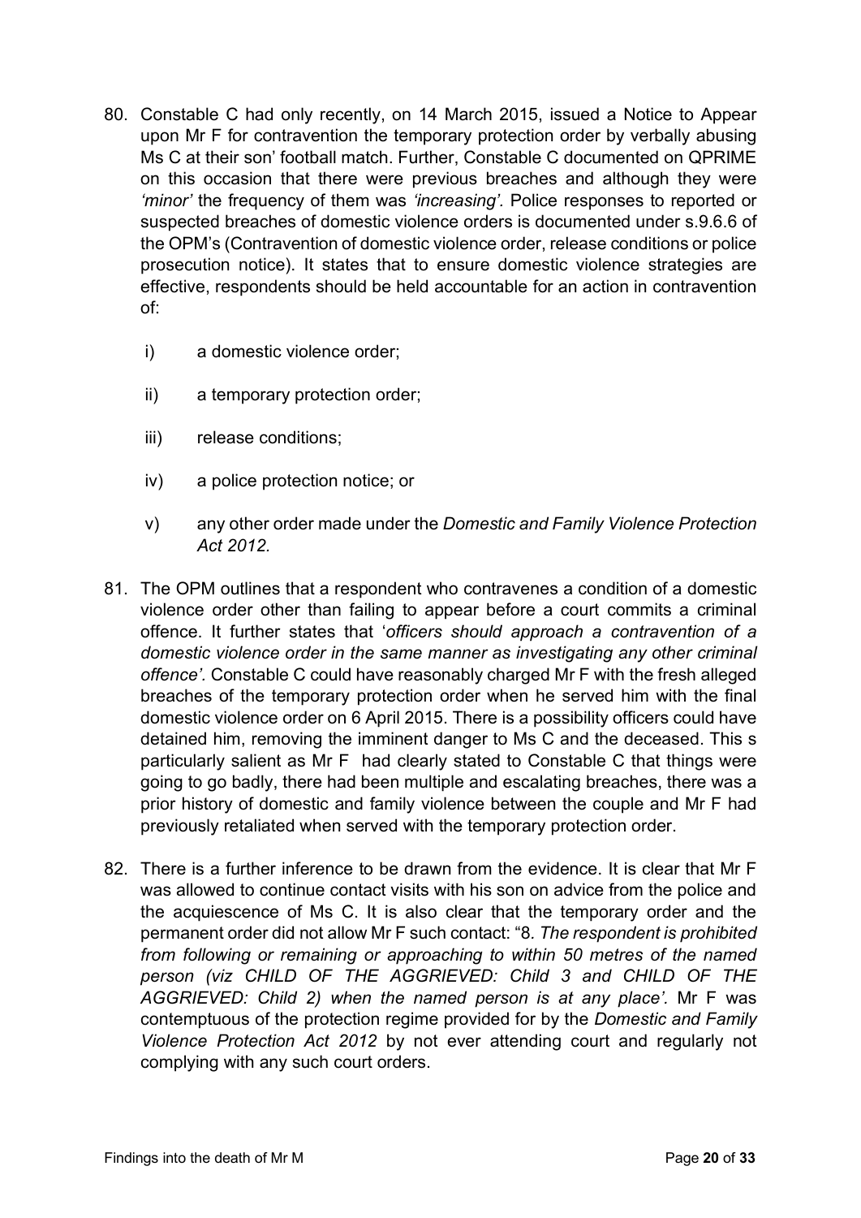80. Constable C had only recently, on 14 March 2015, issued a Notice to Appear upon Mr F for contravention the temporary protection order by verbally abusing Ms C at their son' football match. Further, Constable C documented on QPRIME on this occasion that there were previous breaches and although they were *'minor'* the frequency of them was *'increasing'*. Police responses to reported or suspected breaches of domestic violence orders is documented under s.9.6.6 of the OPM's (Contravention of domestic violence order, release conditions or police prosecution notice). It states that to ensure domestic violence strategies are effective, respondents should be held accountable for an action in contravention of:

    i) a domestic violence order;

    ii) a temporary protection order;

    iii) release conditions;

    iv) a police protection notice; or

    v) any other order made under the *Domestic and Family Violence Protection Act 2012*.

81. The OPM outlines that a respondent who contravenes a condition of a domestic violence order other than failing to appear before a court commits a criminal offence. It further states that '*officers should approach a contravention of a domestic violence order in the same manner as investigating any other criminal offence'*. Constable C could have reasonably charged Mr F with the fresh alleged breaches of the temporary protection order when he served him with the final domestic violence order on 6 April 2015. There is a possibility officers could have detained him, removing the imminent danger to Ms C and the deceased. This s particularly salient as Mr F had clearly stated to Constable C that things were going to go badly, there had been multiple and escalating breaches, there was a prior history of domestic and family violence between the couple and Mr F had previously retaliated when served with the temporary protection order.

82. There is a further inference to be drawn from the evidence. It is clear that Mr F was allowed to continue contact visits with his son on advice from the police and the acquiescence of Ms C. It is also clear that the temporary order and the permanent order did not allow Mr F such contact: "8. *The respondent is prohibited from following or remaining or approaching to within 50 metres of the named person (viz CHILD OF THE AGGRIEVED: Child 3 and CHILD OF THE AGGRIEVED: Child 2) when the named person is at any place'*. Mr F was contemptuous of the protection regime provided for by the *Domestic and Family Violence Protection Act 2012* by not ever attending court and regularly not complying with any such court orders.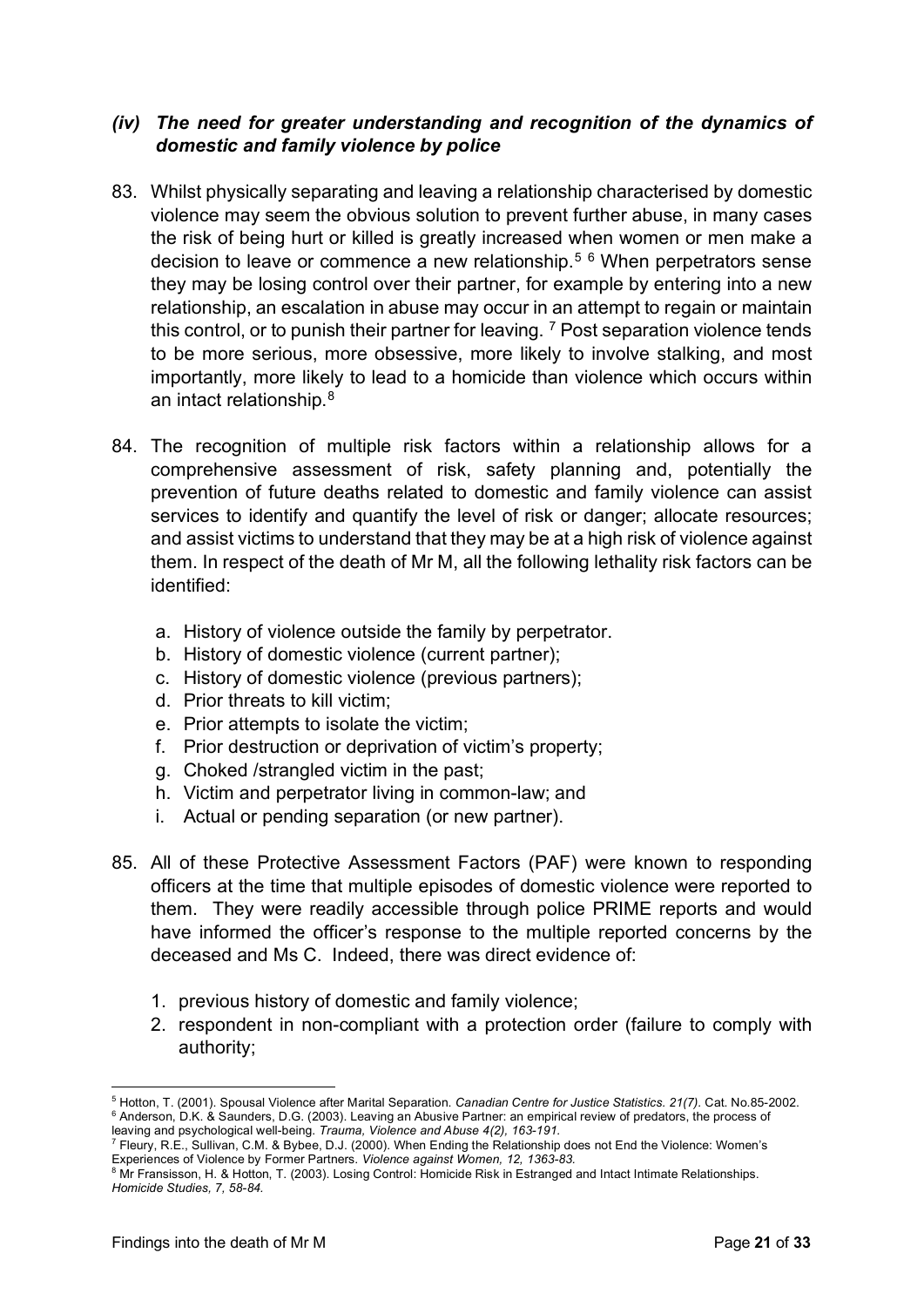### *(iv) The need for greater understanding and recognition of the dynamics of domestic and family violence by police*

83. Whilst physically separating and leaving a relationship characterised by domestic violence may seem the obvious solution to prevent further abuse, in many cases the risk of being hurt or killed is greatly increased when women or men make a decision to leave or commence a new relationship.[5] [6] When perpetrators sense they may be losing control over their partner, for example by entering into a new relationship, an escalation in abuse may occur in an attempt to regain or maintain this control, or to punish their partner for leaving. [7] Post separation violence tends to be more serious, more obsessive, more likely to involve stalking, and most importantly, more likely to lead to a homicide than violence which occurs within an intact relationship.[8]

84. The recognition of multiple risk factors within a relationship allows for a comprehensive assessment of risk, safety planning and, potentially the prevention of future deaths related to domestic and family violence can assist services to identify and quantify the level of risk or danger; allocate resources; and assist victims to understand that they may be at a high risk of violence against them. In respect of the death of Mr M, all the following lethality risk factors can be identified:

    a. History of violence outside the family by perpetrator.
    b. History of domestic violence (current partner);
    c. History of domestic violence (previous partners);
    d. Prior threats to kill victim;
    e. Prior attempts to isolate the victim;
    f. Prior destruction or deprivation of victim's property;
    g. Choked /strangled victim in the past;
    h. Victim and perpetrator living in common-law; and
    i. Actual or pending separation (or new partner).

85. All of these Protective Assessment Factors (PAF) were known to responding officers at the time that multiple episodes of domestic violence were reported to them. They were readily accessible through police PRIME reports and would have informed the officer's response to the multiple reported concerns by the deceased and Ms C. Indeed, there was direct evidence of:

    1. previous history of domestic and family violence;
    2. respondent in non-compliant with a protection order (failure to comply with authority;

---

[5] Hotton, T. (2001). Spousal Violence after Marital Separation. *Canadian Centre for Justice Statistics. 21(7).* Cat. No.85-2002.

[6] Anderson, D.K. & Saunders, D.G. (2003). Leaving an Abusive Partner: an empirical review of predators, the process of leaving and psychological well-being. *Trauma, Violence and Abuse 4(2), 163-191.*

[7] Fleury, R.E., Sullivan, C.M. & Bybee, D.J. (2000). When Ending the Relationship does not End the Violence: Women's Experiences of Violence by Former Partners. *Violence against Women, 12, 1363-83.*

[8] Mr Fransisson, H. & Hotton, T. (2003). Losing Control: Homicide Risk in Estranged and Intact Intimate Relationships. *Homicide Studies, 7, 58-84.*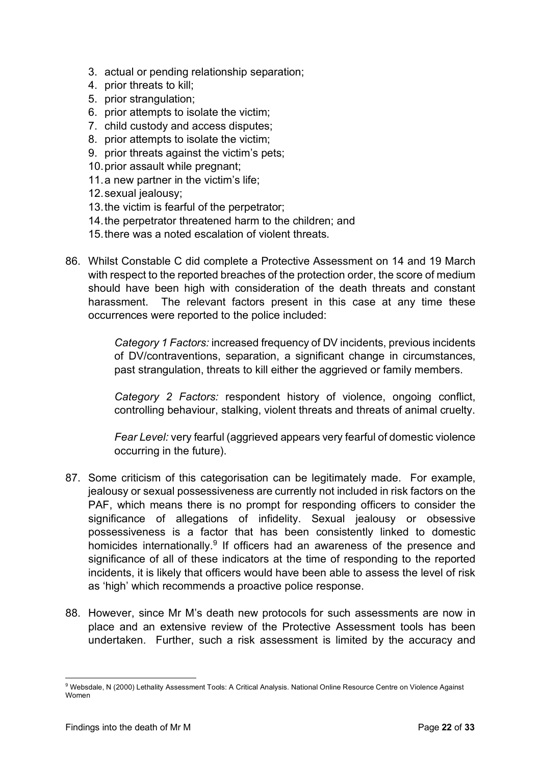3. actual or pending relationship separation;
4. prior threats to kill;
5. prior strangulation;
6. prior attempts to isolate the victim;
7. child custody and access disputes;
8. prior attempts to isolate the victim;
9. prior threats against the victim's pets;
10. prior assault while pregnant;
11. a new partner in the victim's life;
12. sexual jealousy;
13. the victim is fearful of the perpetrator;
14. the perpetrator threatened harm to the children; and
15. there was a noted escalation of violent threats.

86. Whilst Constable C did complete a Protective Assessment on 14 and 19 March with respect to the reported breaches of the protection order, the score of medium should have been high with consideration of the death threats and constant harassment. The relevant factors present in this case at any time these occurrences were reported to the police included:

    *Category 1 Factors:* increased frequency of DV incidents, previous incidents of DV/contraventions, separation, a significant change in circumstances, past strangulation, threats to kill either the aggrieved or family members.

    *Category 2 Factors:* respondent history of violence, ongoing conflict, controlling behaviour, stalking, violent threats and threats of animal cruelty.

    *Fear Level:* very fearful (aggrieved appears very fearful of domestic violence occurring in the future).

87. Some criticism of this categorisation can be legitimately made. For example, jealousy or sexual possessiveness are currently not included in risk factors on the PAF, which means there is no prompt for responding officers to consider the significance of allegations of infidelity. Sexual jealousy or obsessive possessiveness is a factor that has been consistently linked to domestic homicides internationally.[9] If officers had an awareness of the presence and significance of all of these indicators at the time of responding to the reported incidents, it is likely that officers would have been able to assess the level of risk as 'high' which recommends a proactive police response.

88. However, since Mr M's death new protocols for such assessments are now in place and an extensive review of the Protective Assessment tools has been undertaken. Further, such a risk assessment is limited by the accuracy and

---

[9] Websdale, N (2000) Lethality Assessment Tools: A Critical Analysis. National Online Resource Centre on Violence Against Women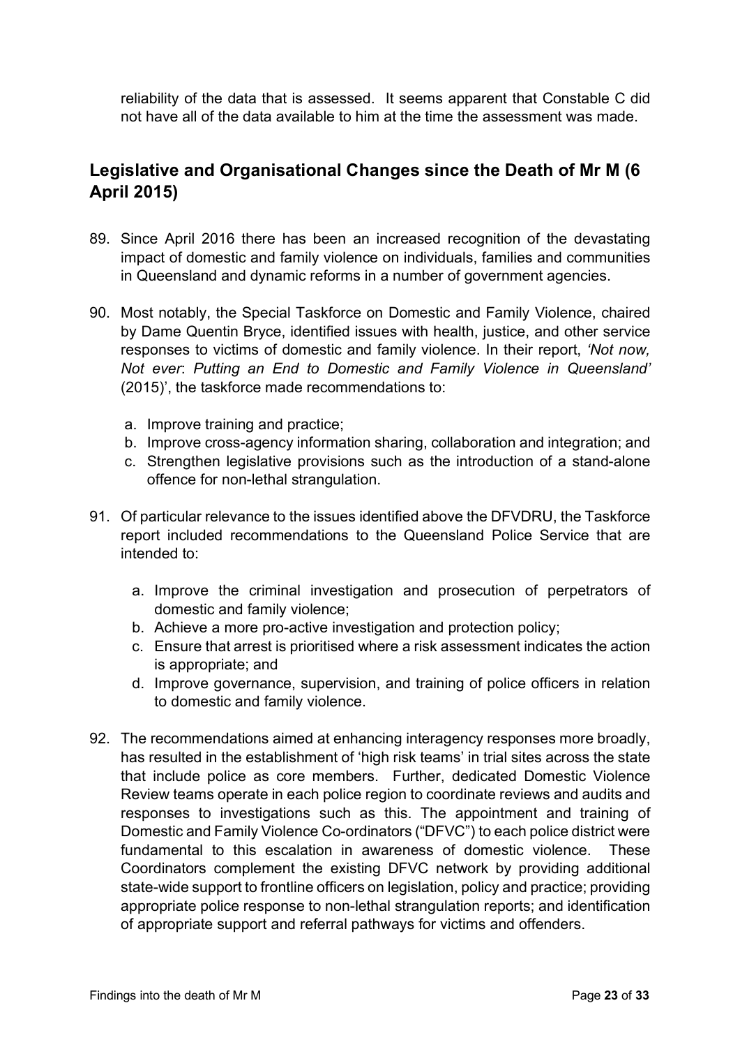reliability of the data that is assessed. It seems apparent that Constable C did not have all of the data available to him at the time the assessment was made.

## Legislative and Organisational Changes since the Death of Mr M (6 April 2015)

89. Since April 2016 there has been an increased recognition of the devastating impact of domestic and family violence on individuals, families and communities in Queensland and dynamic reforms in a number of government agencies.

90. Most notably, the Special Taskforce on Domestic and Family Violence, chaired by Dame Quentin Bryce, identified issues with health, justice, and other service responses to victims of domestic and family violence. In their report, *'Not now, Not ever*: *Putting an End to Domestic and Family Violence in Queensland'* (2015)', the taskforce made recommendations to:

    a. Improve training and practice;
    b. Improve cross-agency information sharing, collaboration and integration; and
    c. Strengthen legislative provisions such as the introduction of a stand-alone offence for non-lethal strangulation.

91. Of particular relevance to the issues identified above the DFVDRU, the Taskforce report included recommendations to the Queensland Police Service that are intended to:

    a. Improve the criminal investigation and prosecution of perpetrators of domestic and family violence;
    b. Achieve a more pro-active investigation and protection policy;
    c. Ensure that arrest is prioritised where a risk assessment indicates the action is appropriate; and
    d. Improve governance, supervision, and training of police officers in relation to domestic and family violence.

92. The recommendations aimed at enhancing interagency responses more broadly, has resulted in the establishment of 'high risk teams' in trial sites across the state that include police as core members. Further, dedicated Domestic Violence Review teams operate in each police region to coordinate reviews and audits and responses to investigations such as this. The appointment and training of Domestic and Family Violence Co-ordinators ("DFVC") to each police district were fundamental to this escalation in awareness of domestic violence. These Coordinators complement the existing DFVC network by providing additional state-wide support to frontline officers on legislation, policy and practice; providing appropriate police response to non-lethal strangulation reports; and identification of appropriate support and referral pathways for victims and offenders.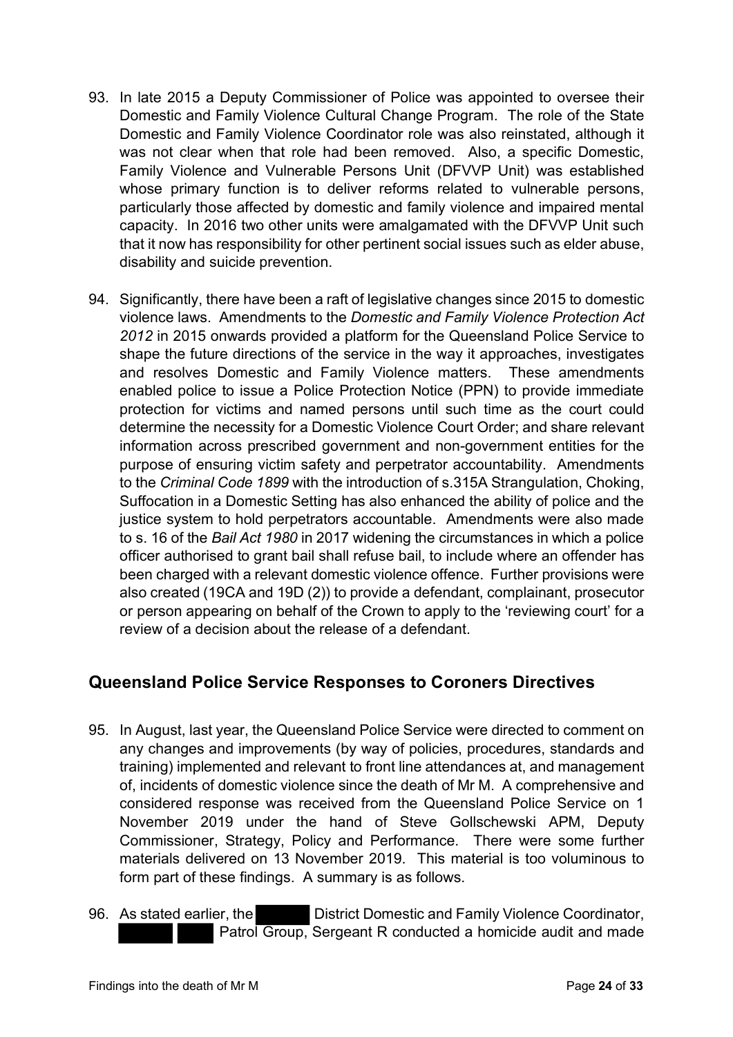93. In late 2015 a Deputy Commissioner of Police was appointed to oversee their Domestic and Family Violence Cultural Change Program. The role of the State Domestic and Family Violence Coordinator role was also reinstated, although it was not clear when that role had been removed. Also, a specific Domestic, Family Violence and Vulnerable Persons Unit (DFVVP Unit) was established whose primary function is to deliver reforms related to vulnerable persons, particularly those affected by domestic and family violence and impaired mental capacity. In 2016 two other units were amalgamated with the DFVVP Unit such that it now has responsibility for other pertinent social issues such as elder abuse, disability and suicide prevention.

94. Significantly, there have been a raft of legislative changes since 2015 to domestic violence laws. Amendments to the *Domestic and Family Violence Protection Act 2012* in 2015 onwards provided a platform for the Queensland Police Service to shape the future directions of the service in the way it approaches, investigates and resolves Domestic and Family Violence matters. These amendments enabled police to issue a Police Protection Notice (PPN) to provide immediate protection for victims and named persons until such time as the court could determine the necessity for a Domestic Violence Court Order; and share relevant information across prescribed government and non-government entities for the purpose of ensuring victim safety and perpetrator accountability. Amendments to the *Criminal Code 1899* with the introduction of s.315A Strangulation, Choking, Suffocation in a Domestic Setting has also enhanced the ability of police and the justice system to hold perpetrators accountable. Amendments were also made to s. 16 of the *Bail Act 1980* in 2017 widening the circumstances in which a police officer authorised to grant bail shall refuse bail, to include where an offender has been charged with a relevant domestic violence offence. Further provisions were also created (19CA and 19D (2)) to provide a defendant, complainant, prosecutor or person appearing on behalf of the Crown to apply to the 'reviewing court' for a review of a decision about the release of a defendant.

## Queensland Police Service Responses to Coroners Directives

95. In August, last year, the Queensland Police Service were directed to comment on any changes and improvements (by way of policies, procedures, standards and training) implemented and relevant to front line attendances at, and management of, incidents of domestic violence since the death of Mr M. A comprehensive and considered response was received from the Queensland Police Service on 1 November 2019 under the hand of Steve Gollschewski APM, Deputy Commissioner, Strategy, Policy and Performance. There were some further materials delivered on 13 November 2019. This material is too voluminous to form part of these findings. A summary is as follows.

96. As stated earlier, the ██████ District Domestic and Family Violence Coordinator, ██████ ████ Patrol Group, Sergeant R conducted a homicide audit and made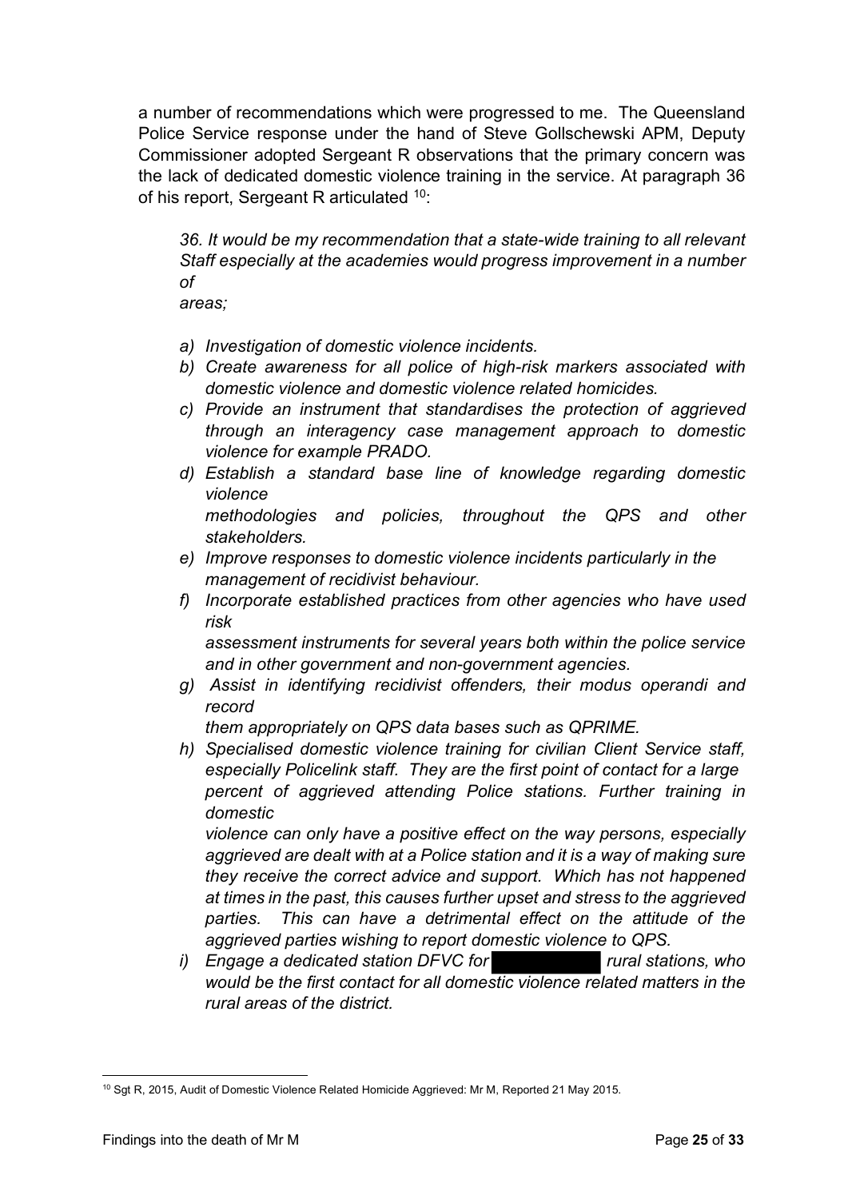a number of recommendations which were progressed to me. The Queensland Police Service response under the hand of Steve Gollschewski APM, Deputy Commissioner adopted Sergeant R observations that the primary concern was the lack of dedicated domestic violence training in the service. At paragraph 36 of his report, Sergeant R articulated [10]:

> *36. It would be my recommendation that a state-wide training to all relevant Staff especially at the academies would progress improvement in a number of areas;*
>
> *a) Investigation of domestic violence incidents.*
> *b) Create awareness for all police of high-risk markers associated with domestic violence and domestic violence related homicides.*
> *c) Provide an instrument that standardises the protection of aggrieved through an interagency case management approach to domestic violence for example PRADO.*
> *d) Establish a standard base line of knowledge regarding domestic violence methodologies and policies, throughout the QPS and other stakeholders.*
> *e) Improve responses to domestic violence incidents particularly in the management of recidivist behaviour.*
> *f) Incorporate established practices from other agencies who have used risk assessment instruments for several years both within the police service and in other government and non-government agencies.*
> *g) Assist in identifying recidivist offenders, their modus operandi and record them appropriately on QPS data bases such as QPRIME.*
> *h) Specialised domestic violence training for civilian Client Service staff, especially Policelink staff. They are the first point of contact for a large percent of aggrieved attending Police stations. Further training in domestic violence can only have a positive effect on the way persons, especially aggrieved are dealt with at a Police station and it is a way of making sure they receive the correct advice and support. Which has not happened at times in the past, this causes further upset and stress to the aggrieved parties. This can have a detrimental effect on the attitude of the aggrieved parties wishing to report domestic violence to QPS.*
> *i) Engage a dedicated station DFVC for [redacted] rural stations, who would be the first contact for all domestic violence related matters in the rural areas of the district.*

---

[10] Sgt R, 2015, Audit of Domestic Violence Related Homicide Aggrieved: Mr M, Reported 21 May 2015.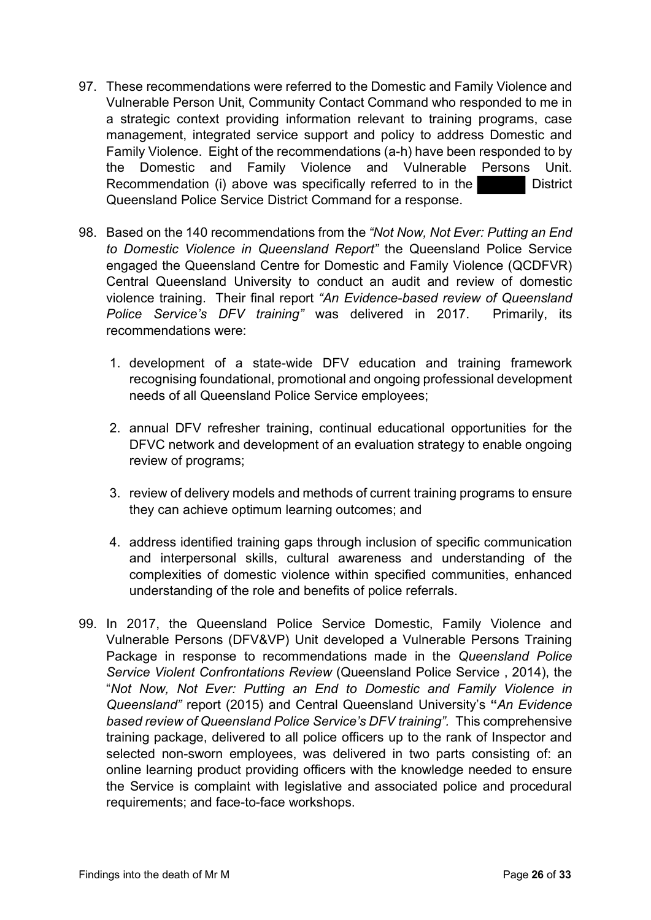97. These recommendations were referred to the Domestic and Family Violence and Vulnerable Person Unit, Community Contact Command who responded to me in a strategic context providing information relevant to training programs, case management, integrated service support and policy to address Domestic and Family Violence. Eight of the recommendations (a-h) have been responded to by the Domestic and Family Violence and Vulnerable Persons Unit. Recommendation (i) above was specifically referred to in the ██████ District Queensland Police Service District Command for a response.

98. Based on the 140 recommendations from the *"Not Now, Not Ever: Putting an End to Domestic Violence in Queensland Report"* the Queensland Police Service engaged the Queensland Centre for Domestic and Family Violence (QCDFVR) Central Queensland University to conduct an audit and review of domestic violence training. Their final report *"An Evidence-based review of Queensland Police Service's DFV training"* was delivered in 2017. Primarily, its recommendations were:

    1. development of a state-wide DFV education and training framework recognising foundational, promotional and ongoing professional development needs of all Queensland Police Service employees;

    2. annual DFV refresher training, continual educational opportunities for the DFVC network and development of an evaluation strategy to enable ongoing review of programs;

    3. review of delivery models and methods of current training programs to ensure they can achieve optimum learning outcomes; and

    4. address identified training gaps through inclusion of specific communication and interpersonal skills, cultural awareness and understanding of the complexities of domestic violence within specified communities, enhanced understanding of the role and benefits of police referrals.

99. In 2017, the Queensland Police Service Domestic, Family Violence and Vulnerable Persons (DFV&VP) Unit developed a Vulnerable Persons Training Package in response to recommendations made in the *Queensland Police Service Violent Confrontations Review* (Queensland Police Service , 2014), the "*Not Now, Not Ever: Putting an End to Domestic and Family Violence in Queensland"* report (2015) and Central Queensland University's **"***An Evidence based review of Queensland Police Service's DFV training".* This comprehensive training package, delivered to all police officers up to the rank of Inspector and selected non-sworn employees, was delivered in two parts consisting of: an online learning product providing officers with the knowledge needed to ensure the Service is complaint with legislative and associated police and procedural requirements; and face-to-face workshops.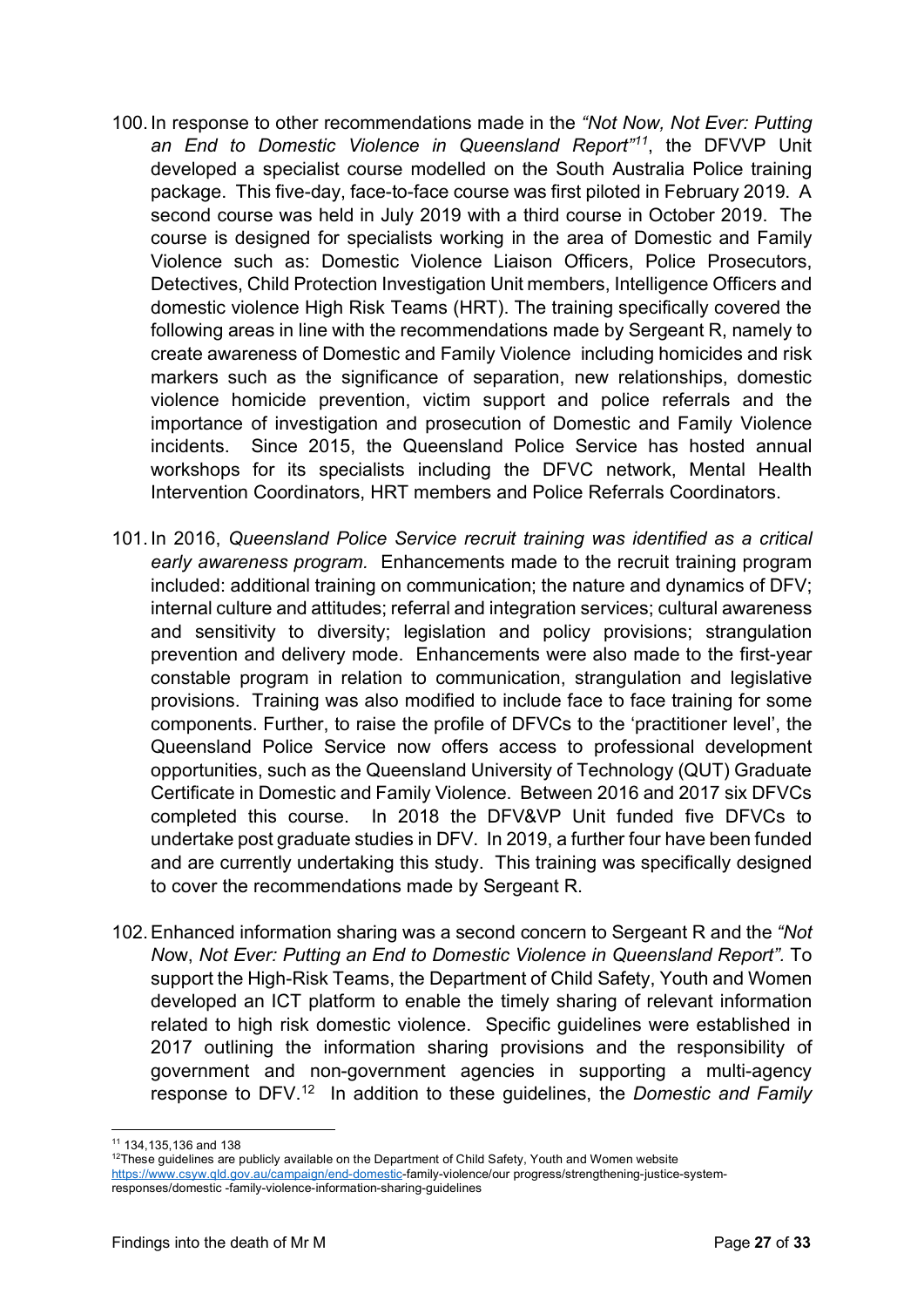100. In response to other recommendations made in the *"Not Now, Not Ever: Putting an End to Domestic Violence in Queensland Report"*[11], the DFVVP Unit developed a specialist course modelled on the South Australia Police training package. This five-day, face-to-face course was first piloted in February 2019. A second course was held in July 2019 with a third course in October 2019. The course is designed for specialists working in the area of Domestic and Family Violence such as: Domestic Violence Liaison Officers, Police Prosecutors, Detectives, Child Protection Investigation Unit members, Intelligence Officers and domestic violence High Risk Teams (HRT). The training specifically covered the following areas in line with the recommendations made by Sergeant R, namely to create awareness of Domestic and Family Violence including homicides and risk markers such as the significance of separation, new relationships, domestic violence homicide prevention, victim support and police referrals and the importance of investigation and prosecution of Domestic and Family Violence incidents. Since 2015, the Queensland Police Service has hosted annual workshops for its specialists including the DFVC network, Mental Health Intervention Coordinators, HRT members and Police Referrals Coordinators.

101. In 2016, *Queensland Police Service recruit training was identified as a critical early awareness program.* Enhancements made to the recruit training program included: additional training on communication; the nature and dynamics of DFV; internal culture and attitudes; referral and integration services; cultural awareness and sensitivity to diversity; legislation and policy provisions; strangulation prevention and delivery mode. Enhancements were also made to the first-year constable program in relation to communication, strangulation and legislative provisions. Training was also modified to include face to face training for some components. Further, to raise the profile of DFVCs to the 'practitioner level', the Queensland Police Service now offers access to professional development opportunities, such as the Queensland University of Technology (QUT) Graduate Certificate in Domestic and Family Violence. Between 2016 and 2017 six DFVCs completed this course. In 2018 the DFV&VP Unit funded five DFVCs to undertake post graduate studies in DFV. In 2019, a further four have been funded and are currently undertaking this study. This training was specifically designed to cover the recommendations made by Sergeant R.

102. Enhanced information sharing was a second concern to Sergeant R and the *"Not Now, Not Ever: Putting an End to Domestic Violence in Queensland Report".* To support the High-Risk Teams, the Department of Child Safety, Youth and Women developed an ICT platform to enable the timely sharing of relevant information related to high risk domestic violence. Specific guidelines were established in 2017 outlining the information sharing provisions and the responsibility of government and non-government agencies in supporting a multi-agency response to DFV.[12] In addition to these guidelines, the *Domestic and Family*

---

[11] 134,135,136 and 138

[12] These guidelines are publicly available on the Department of Child Safety, Youth and Women website https://www.csyw.qld.gov.au/campaign/end-domestic-family-violence/our progress/strengthening-justice-system-responses/domestic -family-violence-information-sharing-guidelines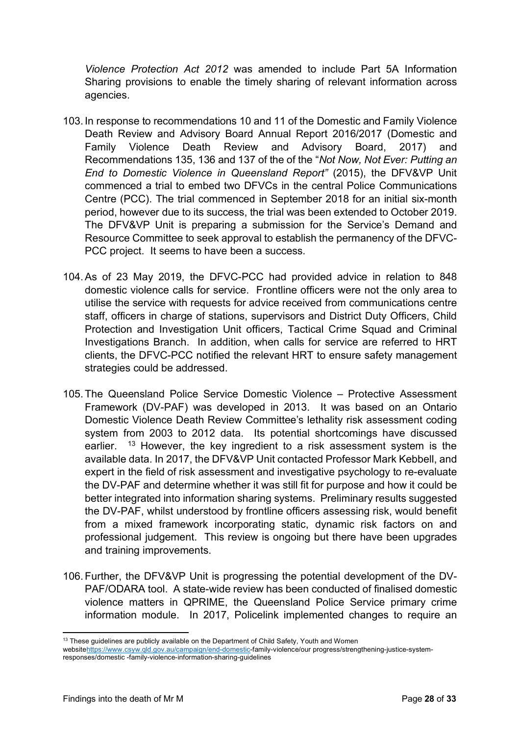*Violence Protection Act 2012* was amended to include Part 5A Information Sharing provisions to enable the timely sharing of relevant information across agencies.

103. In response to recommendations 10 and 11 of the Domestic and Family Violence Death Review and Advisory Board Annual Report 2016/2017 (Domestic and Family Violence Death Review and Advisory Board, 2017) and Recommendations 135, 136 and 137 of the of the "*Not Now, Not Ever: Putting an End to Domestic Violence in Queensland Report"* (2015), the DFV&VP Unit commenced a trial to embed two DFVCs in the central Police Communications Centre (PCC). The trial commenced in September 2018 for an initial six-month period, however due to its success, the trial was been extended to October 2019. The DFV&VP Unit is preparing a submission for the Service's Demand and Resource Committee to seek approval to establish the permanency of the DFVC-PCC project. It seems to have been a success.

104. As of 23 May 2019, the DFVC-PCC had provided advice in relation to 848 domestic violence calls for service. Frontline officers were not the only area to utilise the service with requests for advice received from communications centre staff, officers in charge of stations, supervisors and District Duty Officers, Child Protection and Investigation Unit officers, Tactical Crime Squad and Criminal Investigations Branch. In addition, when calls for service are referred to HRT clients, the DFVC-PCC notified the relevant HRT to ensure safety management strategies could be addressed.

105. The Queensland Police Service Domestic Violence – Protective Assessment Framework (DV-PAF) was developed in 2013. It was based on an Ontario Domestic Violence Death Review Committee's lethality risk assessment coding system from 2003 to 2012 data. Its potential shortcomings have discussed earlier. [13] However, the key ingredient to a risk assessment system is the available data. In 2017, the DFV&VP Unit contacted Professor Mark Kebbell, and expert in the field of risk assessment and investigative psychology to re-evaluate the DV-PAF and determine whether it was still fit for purpose and how it could be better integrated into information sharing systems. Preliminary results suggested the DV-PAF, whilst understood by frontline officers assessing risk, would benefit from a mixed framework incorporating static, dynamic risk factors on and professional judgement. This review is ongoing but there have been upgrades and training improvements.

106. Further, the DFV&VP Unit is progressing the potential development of the DV-PAF/ODARA tool. A state-wide review has been conducted of finalised domestic violence matters in QPRIME, the Queensland Police Service primary crime information module. In 2017, Policelink implemented changes to require an

---

[13] These guidelines are publicly available on the Department of Child Safety, Youth and Women websitehttps://www.csyw.qld.gov.au/campaign/end-domestic-family-violence/our progress/strengthening-justice-system-responses/domestic -family-violence-information-sharing-guidelines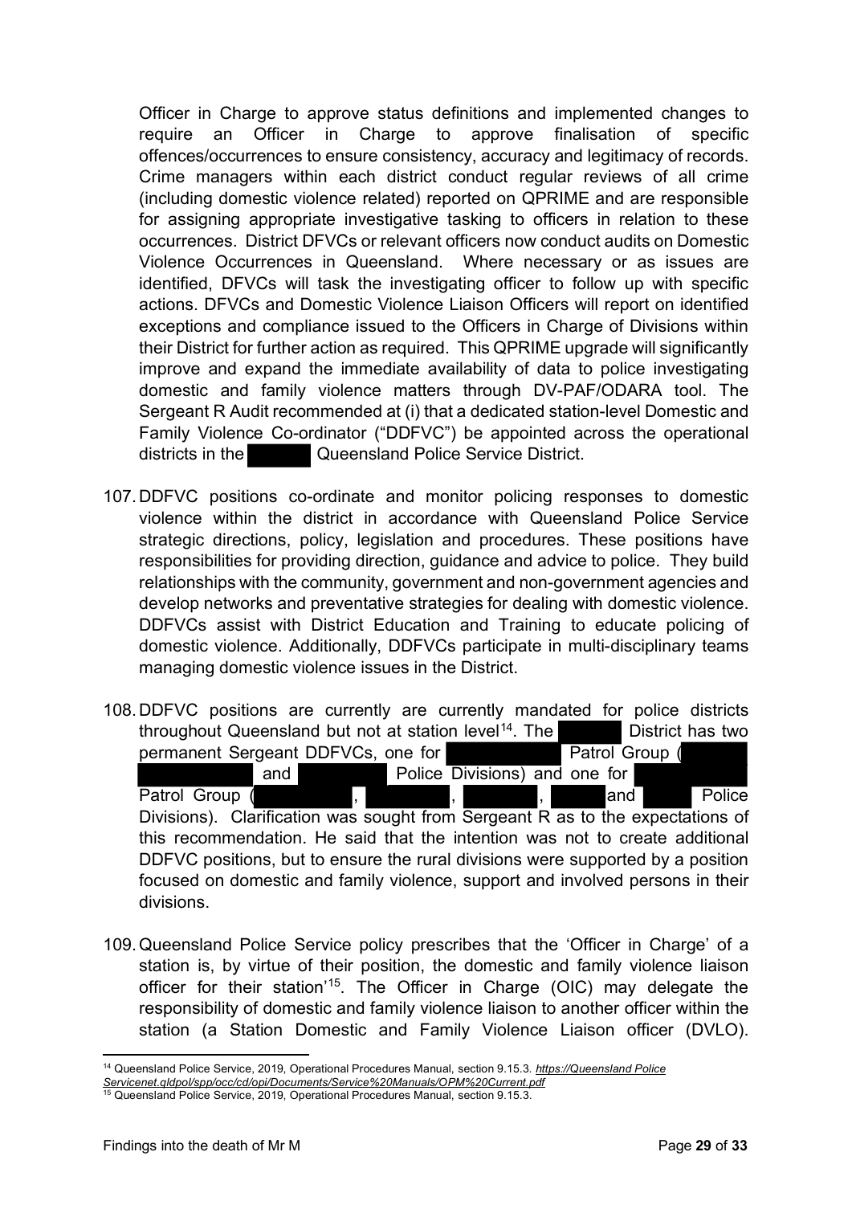Officer in Charge to approve status definitions and implemented changes to require an Officer in Charge to approve finalisation of specific offences/occurrences to ensure consistency, accuracy and legitimacy of records. Crime managers within each district conduct regular reviews of all crime (including domestic violence related) reported on QPRIME and are responsible for assigning appropriate investigative tasking to officers in relation to these occurrences. District DFVCs or relevant officers now conduct audits on Domestic Violence Occurrences in Queensland. Where necessary or as issues are identified, DFVCs will task the investigating officer to follow up with specific actions. DFVCs and Domestic Violence Liaison Officers will report on identified exceptions and compliance issued to the Officers in Charge of Divisions within their District for further action as required. This QPRIME upgrade will significantly improve and expand the immediate availability of data to police investigating domestic and family violence matters through DV-PAF/ODARA tool. The Sergeant R Audit recommended at (i) that a dedicated station-level Domestic and Family Violence Co-ordinator ("DDFVC") be appointed across the operational districts in the ████ Queensland Police Service District.

107. DDFVC positions co-ordinate and monitor policing responses to domestic violence within the district in accordance with Queensland Police Service strategic directions, policy, legislation and procedures. These positions have responsibilities for providing direction, guidance and advice to police. They build relationships with the community, government and non-government agencies and develop networks and preventative strategies for dealing with domestic violence. DDFVCs assist with District Education and Training to educate policing of domestic violence. Additionally, DDFVCs participate in multi-disciplinary teams managing domestic violence issues in the District.

108. DDFVC positions are currently are currently mandated for police districts throughout Queensland but not at station level[14]. The ████ District has two permanent Sergeant DDFVCs, one for ████ Patrol Group (████ and ████ Police Divisions) and one for ████ Patrol Group (████, ████, ████, ████ and ████ Police Divisions). Clarification was sought from Sergeant R as to the expectations of this recommendation. He said that the intention was not to create additional DDFVC positions, but to ensure the rural divisions were supported by a position focused on domestic and family violence, support and involved persons in their divisions.

109. Queensland Police Service policy prescribes that the 'Officer in Charge' of a station is, by virtue of their position, the domestic and family violence liaison officer for their station'[15]. The Officer in Charge (OIC) may delegate the responsibility of domestic and family violence liaison to another officer within the station (a Station Domestic and Family Violence Liaison officer (DVLO).

---

[14] Queensland Police Service, 2019, Operational Procedures Manual, section 9.15.3. *https://Queensland Police Servicenet.qldpol/spp/occ/cd/opi/Documents/Service%20Manuals/OPM%20Current.pdf*

[15] Queensland Police Service, 2019, Operational Procedures Manual, section 9.15.3.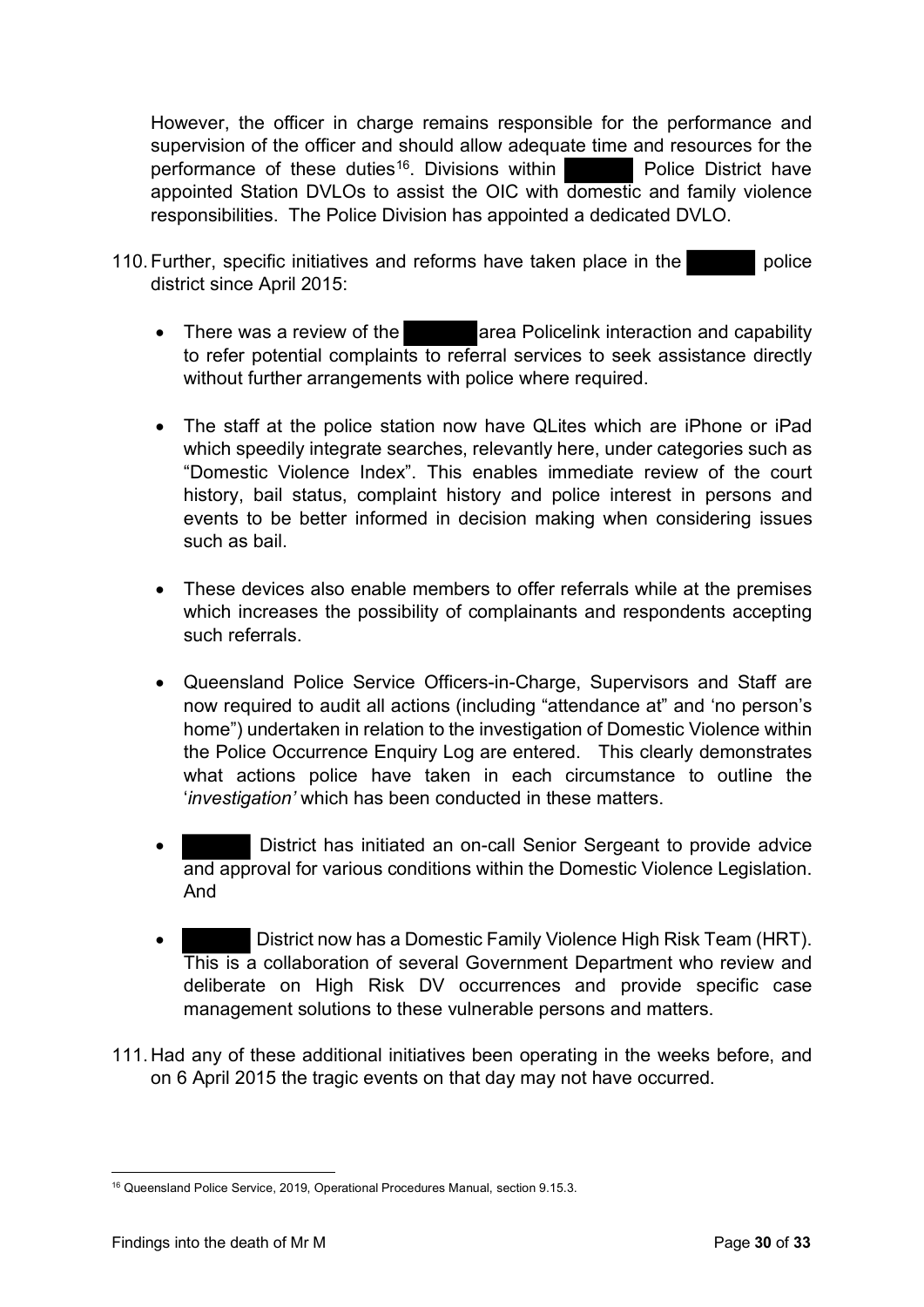However, the officer in charge remains responsible for the performance and supervision of the officer and should allow adequate time and resources for the performance of these duties[16]. Divisions within ██████ Police District have appointed Station DVLOs to assist the OIC with domestic and family violence responsibilities. The Police Division has appointed a dedicated DVLO.

110. Further, specific initiatives and reforms have taken place in the ██████ police district since April 2015:

- There was a review of the ██████ area Policelink interaction and capability to refer potential complaints to referral services to seek assistance directly without further arrangements with police where required.

- The staff at the police station now have QLites which are iPhone or iPad which speedily integrate searches, relevantly here, under categories such as "Domestic Violence Index". This enables immediate review of the court history, bail status, complaint history and police interest in persons and events to be better informed in decision making when considering issues such as bail.

- These devices also enable members to offer referrals while at the premises which increases the possibility of complainants and respondents accepting such referrals.

- Queensland Police Service Officers-in-Charge, Supervisors and Staff are now required to audit all actions (including "attendance at" and 'no person's home") undertaken in relation to the investigation of Domestic Violence within the Police Occurrence Enquiry Log are entered. This clearly demonstrates what actions police have taken in each circumstance to outline the '*investigation'* which has been conducted in these matters.

- ██████ District has initiated an on-call Senior Sergeant to provide advice and approval for various conditions within the Domestic Violence Legislation. And

- ██████ District now has a Domestic Family Violence High Risk Team (HRT). This is a collaboration of several Government Department who review and deliberate on High Risk DV occurrences and provide specific case management solutions to these vulnerable persons and matters.

111. Had any of these additional initiatives been operating in the weeks before, and on 6 April 2015 the tragic events on that day may not have occurred.

[16] Queensland Police Service, 2019, Operational Procedures Manual, section 9.15.3.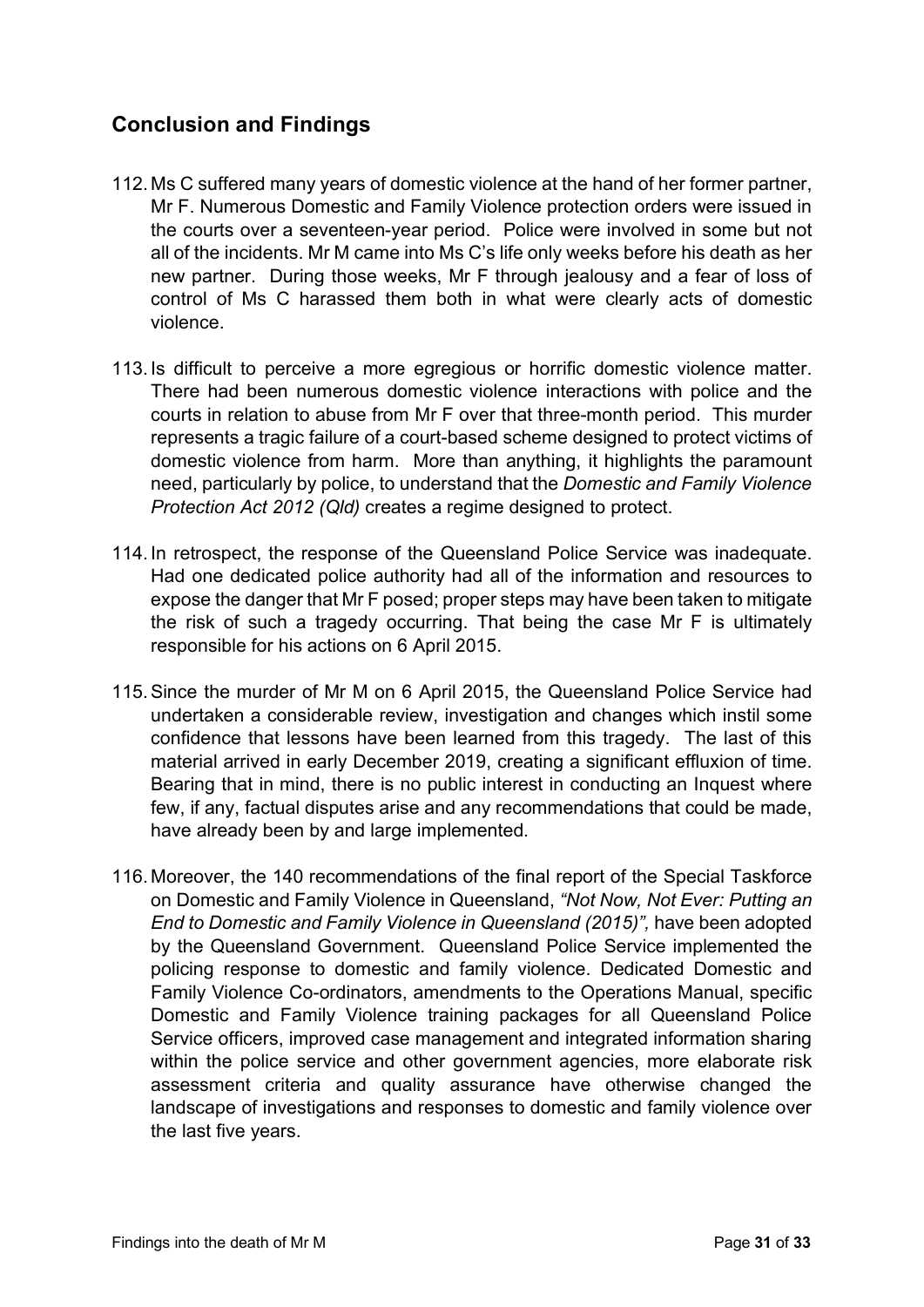## Conclusion and Findings

112. Ms C suffered many years of domestic violence at the hand of her former partner, Mr F. Numerous Domestic and Family Violence protection orders were issued in the courts over a seventeen-year period. Police were involved in some but not all of the incidents. Mr M came into Ms C's life only weeks before his death as her new partner. During those weeks, Mr F through jealousy and a fear of loss of control of Ms C harassed them both in what were clearly acts of domestic violence.

113. Is difficult to perceive a more egregious or horrific domestic violence matter. There had been numerous domestic violence interactions with police and the courts in relation to abuse from Mr F over that three-month period. This murder represents a tragic failure of a court-based scheme designed to protect victims of domestic violence from harm. More than anything, it highlights the paramount need, particularly by police, to understand that the *Domestic and Family Violence Protection Act 2012 (Qld)* creates a regime designed to protect.

114. In retrospect, the response of the Queensland Police Service was inadequate. Had one dedicated police authority had all of the information and resources to expose the danger that Mr F posed; proper steps may have been taken to mitigate the risk of such a tragedy occurring. That being the case Mr F is ultimately responsible for his actions on 6 April 2015.

115. Since the murder of Mr M on 6 April 2015, the Queensland Police Service had undertaken a considerable review, investigation and changes which instil some confidence that lessons have been learned from this tragedy. The last of this material arrived in early December 2019, creating a significant effluxion of time. Bearing that in mind, there is no public interest in conducting an Inquest where few, if any, factual disputes arise and any recommendations that could be made, have already been by and large implemented.

116. Moreover, the 140 recommendations of the final report of the Special Taskforce on Domestic and Family Violence in Queensland, *"Not Now, Not Ever: Putting an End to Domestic and Family Violence in Queensland (2015)",* have been adopted by the Queensland Government. Queensland Police Service implemented the policing response to domestic and family violence. Dedicated Domestic and Family Violence Co-ordinators, amendments to the Operations Manual, specific Domestic and Family Violence training packages for all Queensland Police Service officers, improved case management and integrated information sharing within the police service and other government agencies, more elaborate risk assessment criteria and quality assurance have otherwise changed the landscape of investigations and responses to domestic and family violence over the last five years.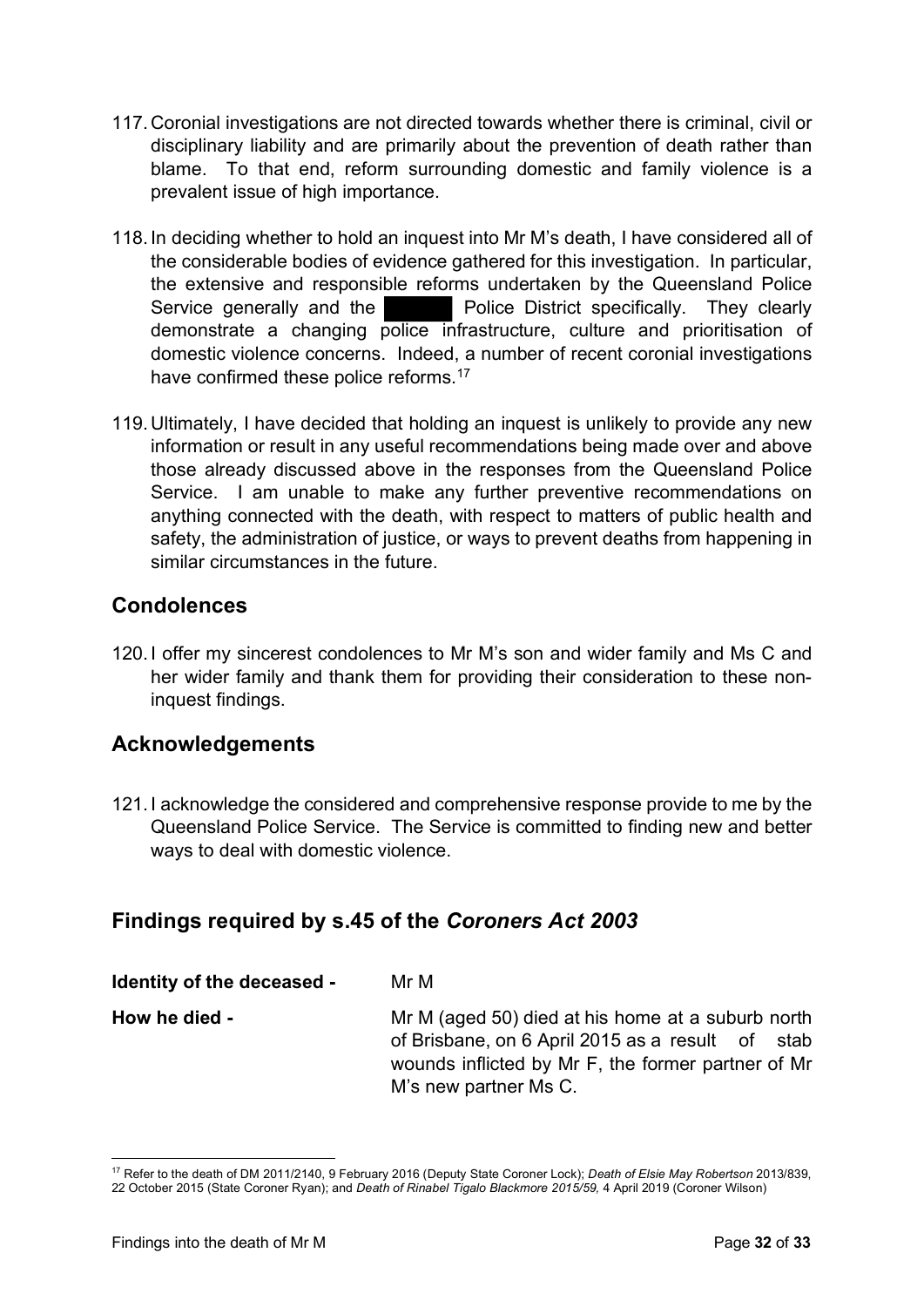117. Coronial investigations are not directed towards whether there is criminal, civil or disciplinary liability and are primarily about the prevention of death rather than blame. To that end, reform surrounding domestic and family violence is a prevalent issue of high importance.

118. In deciding whether to hold an inquest into Mr M's death, I have considered all of the considerable bodies of evidence gathered for this investigation. In particular, the extensive and responsible reforms undertaken by the Queensland Police Service generally and the ██████ Police District specifically. They clearly demonstrate a changing police infrastructure, culture and prioritisation of domestic violence concerns. Indeed, a number of recent coronial investigations have confirmed these police reforms.[17]

119. Ultimately, I have decided that holding an inquest is unlikely to provide any new information or result in any useful recommendations being made over and above those already discussed above in the responses from the Queensland Police Service. I am unable to make any further preventive recommendations on anything connected with the death, with respect to matters of public health and safety, the administration of justice, or ways to prevent deaths from happening in similar circumstances in the future.

## Condolences

120. I offer my sincerest condolences to Mr M's son and wider family and Ms C and her wider family and thank them for providing their consideration to these non-inquest findings.

## Acknowledgements

121. I acknowledge the considered and comprehensive response provide to me by the Queensland Police Service. The Service is committed to finding new and better ways to deal with domestic violence.

## Findings required by s.45 of the *Coroners Act 2003*

**Identity of the deceased -** Mr M

**How he died -** Mr M (aged 50) died at his home at a suburb north of Brisbane, on 6 April 2015 as a result of stab wounds inflicted by Mr F, the former partner of Mr M's new partner Ms C.

---

[17] Refer to the death of DM 2011/2140, 9 February 2016 (Deputy State Coroner Lock); *Death of Elsie May Robertson* 2013/839, 22 October 2015 (State Coroner Ryan); and *Death of Rinabel Tigalo Blackmore 2015/59,* 4 April 2019 (Coroner Wilson)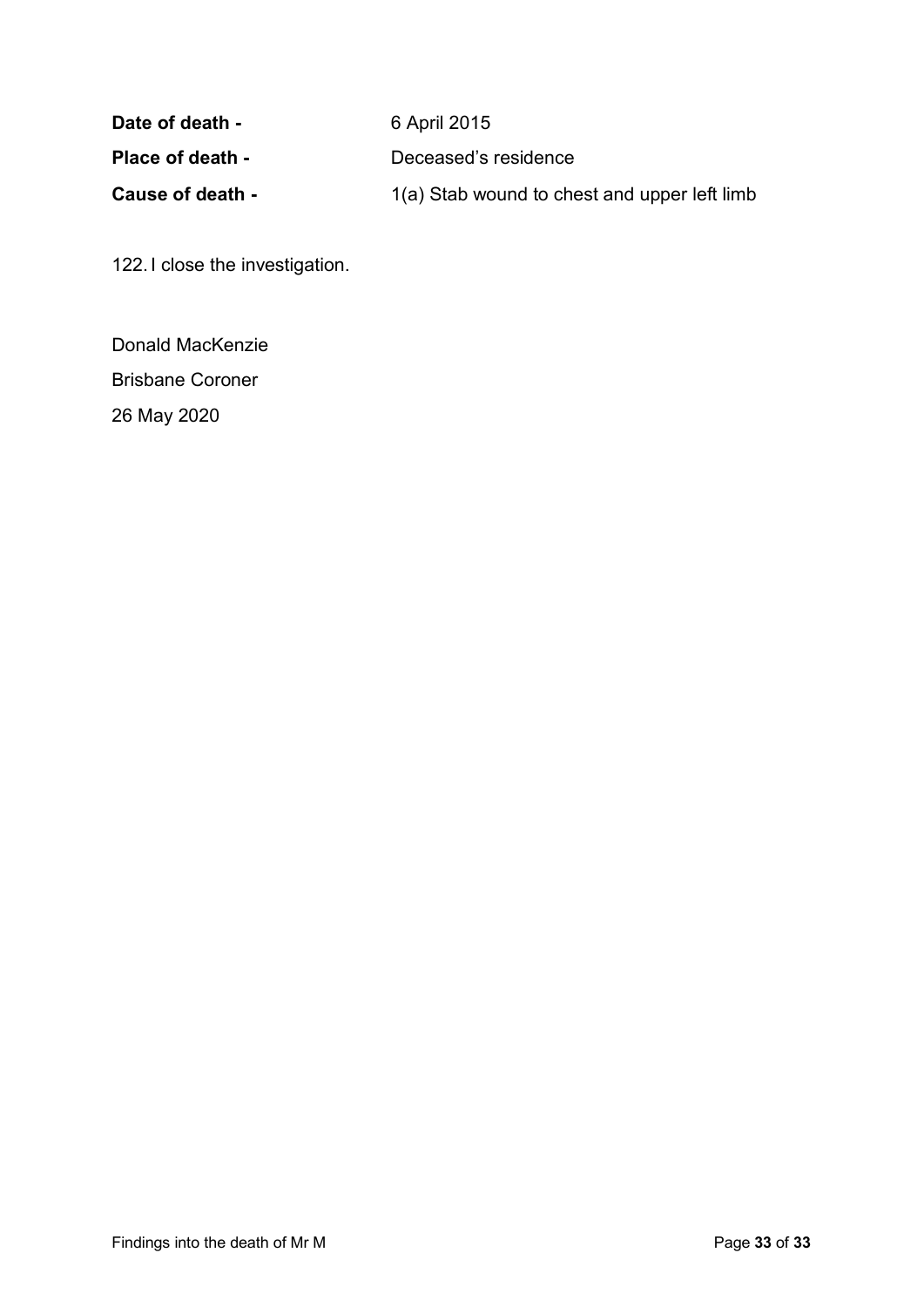**Date of death -** 6 April 2015

**Place of death -** Deceased's residence

**Cause of death -** 1(a) Stab wound to chest and upper left limb

122. I close the investigation.

Donald MacKenzie

Brisbane Coroner

26 May 2020